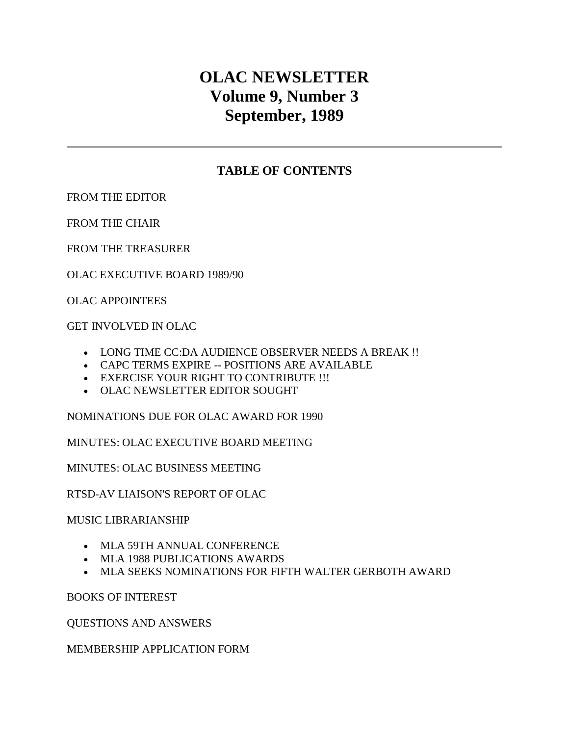# OLAC NEWSLETTER
# Volume 9, Number 3
# September, 1989

---

## TABLE OF CONTENTS

FROM THE EDITOR

FROM THE CHAIR

FROM THE TREASURER

OLAC EXECUTIVE BOARD 1989/90

OLAC APPOINTEES

GET INVOLVED IN OLAC

- LONG TIME CC:DA AUDIENCE OBSERVER NEEDS A BREAK !!
- CAPC TERMS EXPIRE -- POSITIONS ARE AVAILABLE
- EXERCISE YOUR RIGHT TO CONTRIBUTE !!!
- OLAC NEWSLETTER EDITOR SOUGHT

NOMINATIONS DUE FOR OLAC AWARD FOR 1990

MINUTES: OLAC EXECUTIVE BOARD MEETING

MINUTES: OLAC BUSINESS MEETING

RTSD-AV LIAISON'S REPORT OF OLAC

MUSIC LIBRARIANSHIP

- MLA 59TH ANNUAL CONFERENCE
- MLA 1988 PUBLICATIONS AWARDS
- MLA SEEKS NOMINATIONS FOR FIFTH WALTER GERBOTH AWARD

BOOKS OF INTEREST

QUESTIONS AND ANSWERS

MEMBERSHIP APPLICATION FORM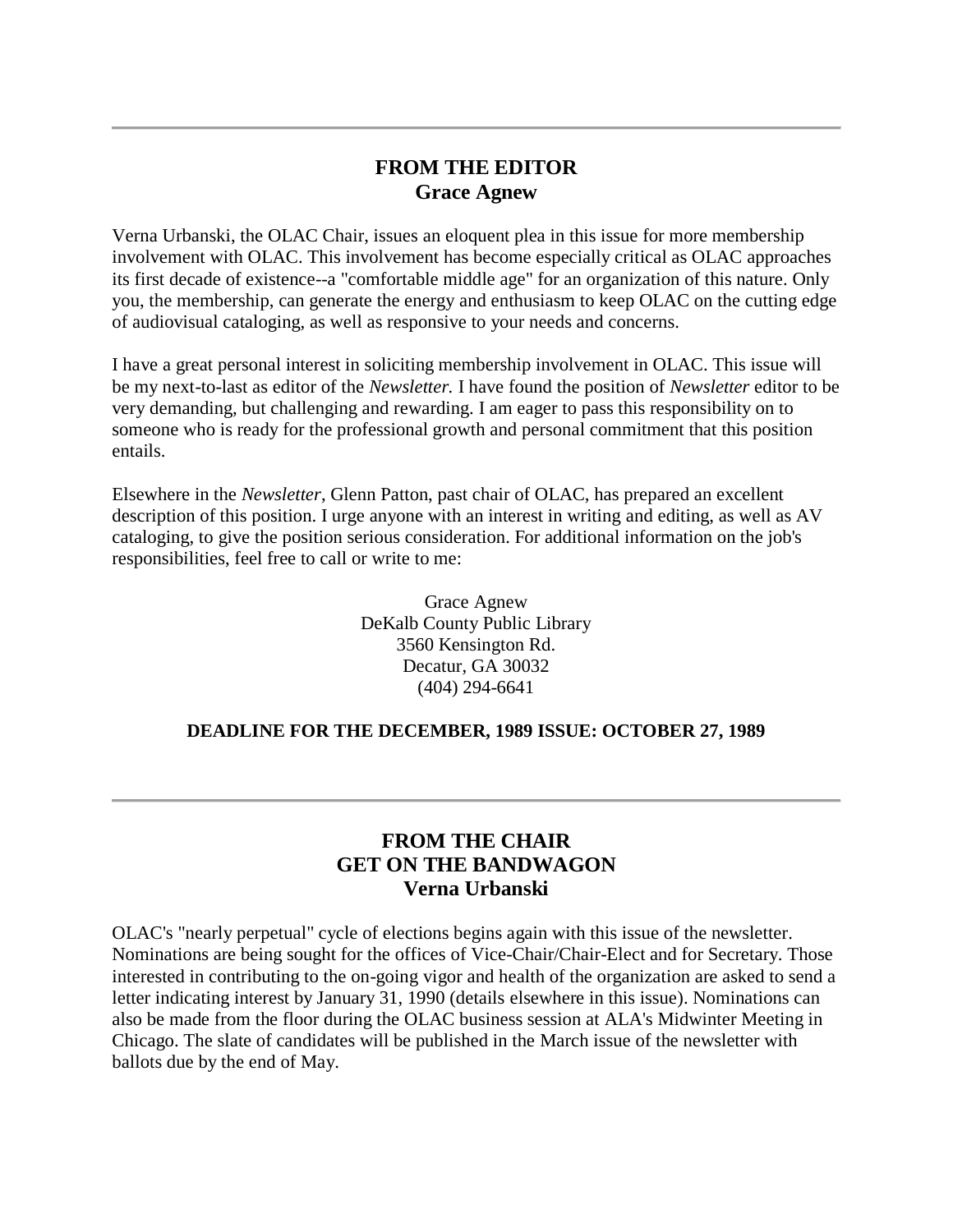---

## FROM THE EDITOR
## Grace Agnew

Verna Urbanski, the OLAC Chair, issues an eloquent plea in this issue for more membership involvement with OLAC. This involvement has become especially critical as OLAC approaches its first decade of existence--a "comfortable middle age" for an organization of this nature. Only you, the membership, can generate the energy and enthusiasm to keep OLAC on the cutting edge of audiovisual cataloging, as well as responsive to your needs and concerns.

I have a great personal interest in soliciting membership involvement in OLAC. This issue will be my next-to-last as editor of the *Newsletter.* I have found the position of *Newsletter* editor to be very demanding, but challenging and rewarding. I am eager to pass this responsibility on to someone who is ready for the professional growth and personal commitment that this position entails.

Elsewhere in the *Newsletter*, Glenn Patton, past chair of OLAC, has prepared an excellent description of this position. I urge anyone with an interest in writing and editing, as well as AV cataloging, to give the position serious consideration. For additional information on the job's responsibilities, feel free to call or write to me:

Grace Agnew
DeKalb County Public Library
3560 Kensington Rd.
Decatur, GA 30032
(404) 294-6641

**DEADLINE FOR THE DECEMBER, 1989 ISSUE: OCTOBER 27, 1989**

---

## FROM THE CHAIR
## GET ON THE BANDWAGON
## Verna Urbanski

OLAC's "nearly perpetual" cycle of elections begins again with this issue of the newsletter. Nominations are being sought for the offices of Vice-Chair/Chair-Elect and for Secretary. Those interested in contributing to the on-going vigor and health of the organization are asked to send a letter indicating interest by January 31, 1990 (details elsewhere in this issue). Nominations can also be made from the floor during the OLAC business session at ALA's Midwinter Meeting in Chicago. The slate of candidates will be published in the March issue of the newsletter with ballots due by the end of May.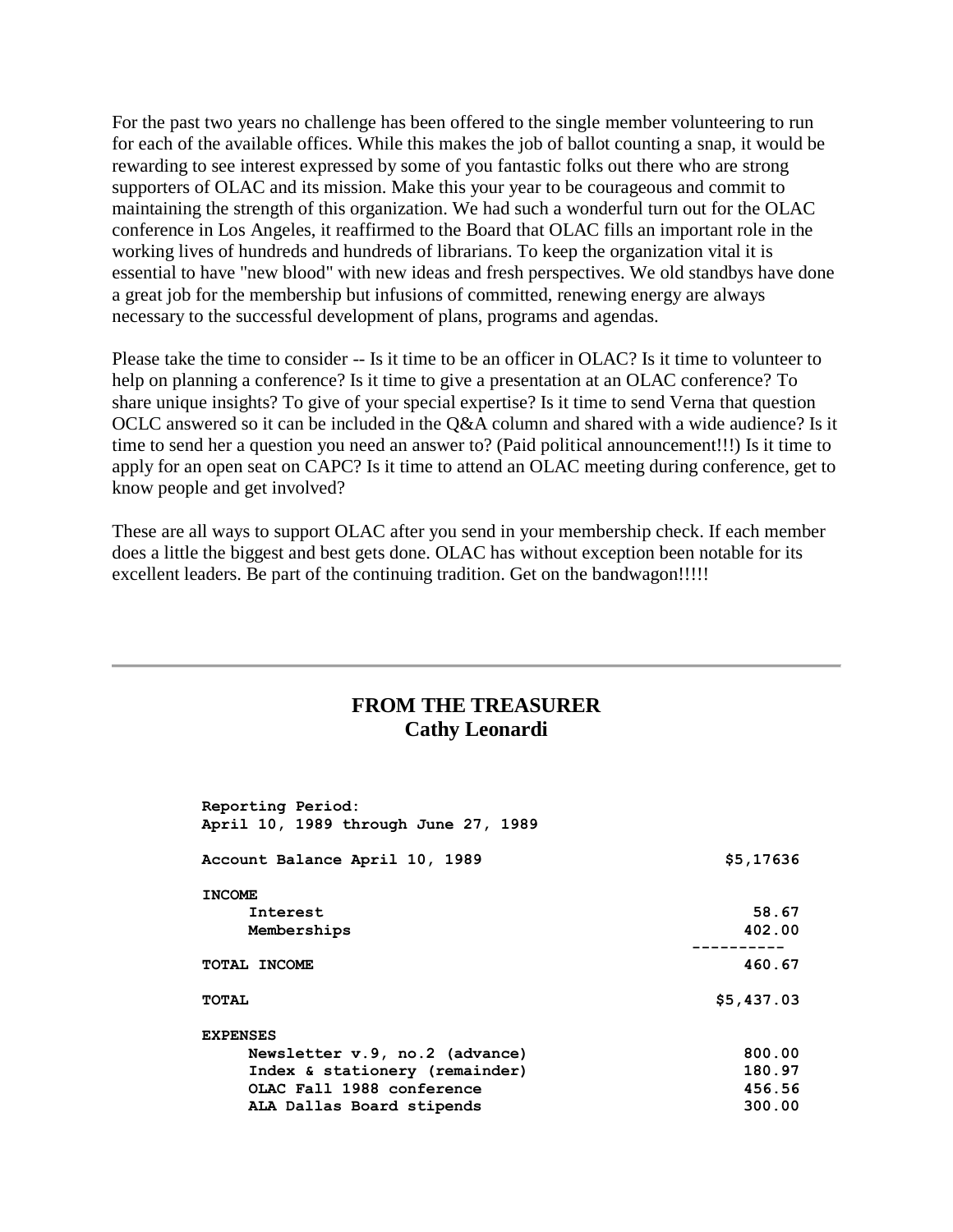For the past two years no challenge has been offered to the single member volunteering to run for each of the available offices. While this makes the job of ballot counting a snap, it would be rewarding to see interest expressed by some of you fantastic folks out there who are strong supporters of OLAC and its mission. Make this your year to be courageous and commit to maintaining the strength of this organization. We had such a wonderful turn out for the OLAC conference in Los Angeles, it reaffirmed to the Board that OLAC fills an important role in the working lives of hundreds and hundreds of librarians. To keep the organization vital it is essential to have "new blood" with new ideas and fresh perspectives. We old standbys have done a great job for the membership but infusions of committed, renewing energy are always necessary to the successful development of plans, programs and agendas.

Please take the time to consider -- Is it time to be an officer in OLAC? Is it time to volunteer to help on planning a conference? Is it time to give a presentation at an OLAC conference? To share unique insights? To give of your special expertise? Is it time to send Verna that question OCLC answered so it can be included in the Q&A column and shared with a wide audience? Is it time to send her a question you need an answer to? (Paid political announcement!!!) Is it time to apply for an open seat on CAPC? Is it time to attend an OLAC meeting during conference, get to know people and get involved?

These are all ways to support OLAC after you send in your membership check. If each member does a little the biggest and best gets done. OLAC has without exception been notable for its excellent leaders. Be part of the continuing tradition. Get on the bandwagon!!!!!

---

## FROM THE TREASURER
## Cathy Leonardi

```
Reporting Period:
April 10, 1989 through June 27, 1989

Account Balance April 10, 1989                         $5,17636

INCOME
     Interest                                             58.67
     Memberships                                         402.00
                                                     ----------
TOTAL INCOME                                             460.67

TOTAL                                                 $5,437.03

EXPENSES
     Newsletter v.9, no.2 (advance)                      800.00
     Index & stationery (remainder)                      180.97
     OLAC Fall 1988 conference                           456.56
     ALA Dallas Board stipends                           300.00
```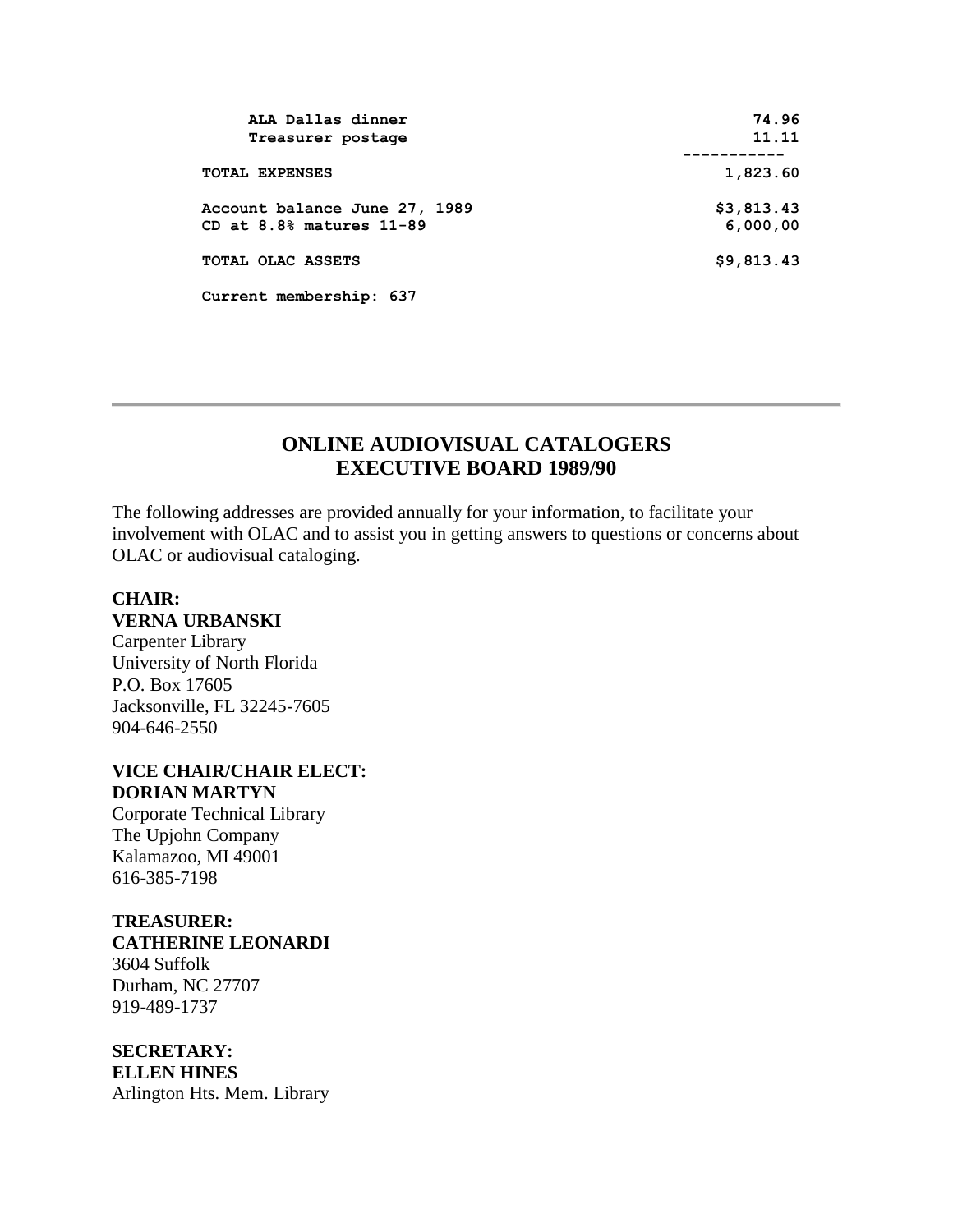| | |
|---|---|
| ALA Dallas dinner | 74.96 |
| Treasurer postage | 11.11 |
| | ----------- |
| **TOTAL EXPENSES** | 1,823.60 |
| | |
| Account balance June 27, 1989 | $3,813.43 |
| CD at 8.8% matures 11-89 | 6,000,00 |
| | |
| **TOTAL OLAC ASSETS** | $9,813.43 |

Current membership: 637

---

## ONLINE AUDIOVISUAL CATALOGERS EXECUTIVE BOARD 1989/90

The following addresses are provided annually for your information, to facilitate your involvement with OLAC and to assist you in getting answers to questions or concerns about OLAC or audiovisual cataloging.

**CHAIR:**
**VERNA URBANSKI**
Carpenter Library
University of North Florida
P.O. Box 17605
Jacksonville, FL 32245-7605
904-646-2550

**VICE CHAIR/CHAIR ELECT:**
**DORIAN MARTYN**
Corporate Technical Library
The Upjohn Company
Kalamazoo, MI 49001
616-385-7198

**TREASURER:**
**CATHERINE LEONARDI**
3604 Suffolk
Durham, NC 27707
919-489-1737

**SECRETARY:**
**ELLEN HINES**
Arlington Hts. Mem. Library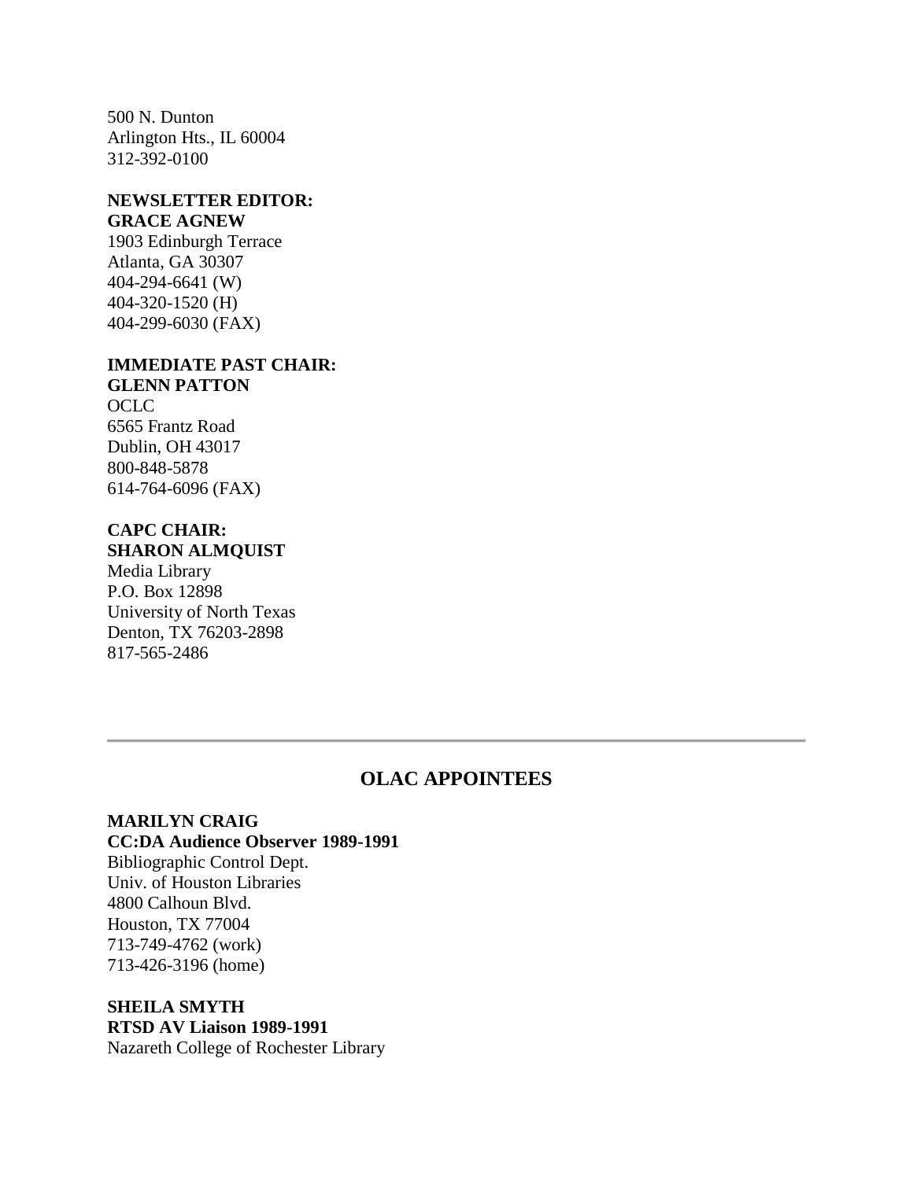500 N. Dunton
Arlington Hts., IL 60004
312-392-0100

**NEWSLETTER EDITOR:**
**GRACE AGNEW**
1903 Edinburgh Terrace
Atlanta, GA 30307
404-294-6641 (W)
404-320-1520 (H)
404-299-6030 (FAX)

**IMMEDIATE PAST CHAIR:**
**GLENN PATTON**
OCLC
6565 Frantz Road
Dublin, OH 43017
800-848-5878
614-764-6096 (FAX)

**CAPC CHAIR:**
**SHARON ALMQUIST**
Media Library
P.O. Box 12898
University of North Texas
Denton, TX 76203-2898
817-565-2486

---

## OLAC APPOINTEES

**MARILYN CRAIG**
**CC:DA Audience Observer 1989-1991**
Bibliographic Control Dept.
Univ. of Houston Libraries
4800 Calhoun Blvd.
Houston, TX 77004
713-749-4762 (work)
713-426-3196 (home)

**SHEILA SMYTH**
**RTSD AV Liaison 1989-1991**
Nazareth College of Rochester Library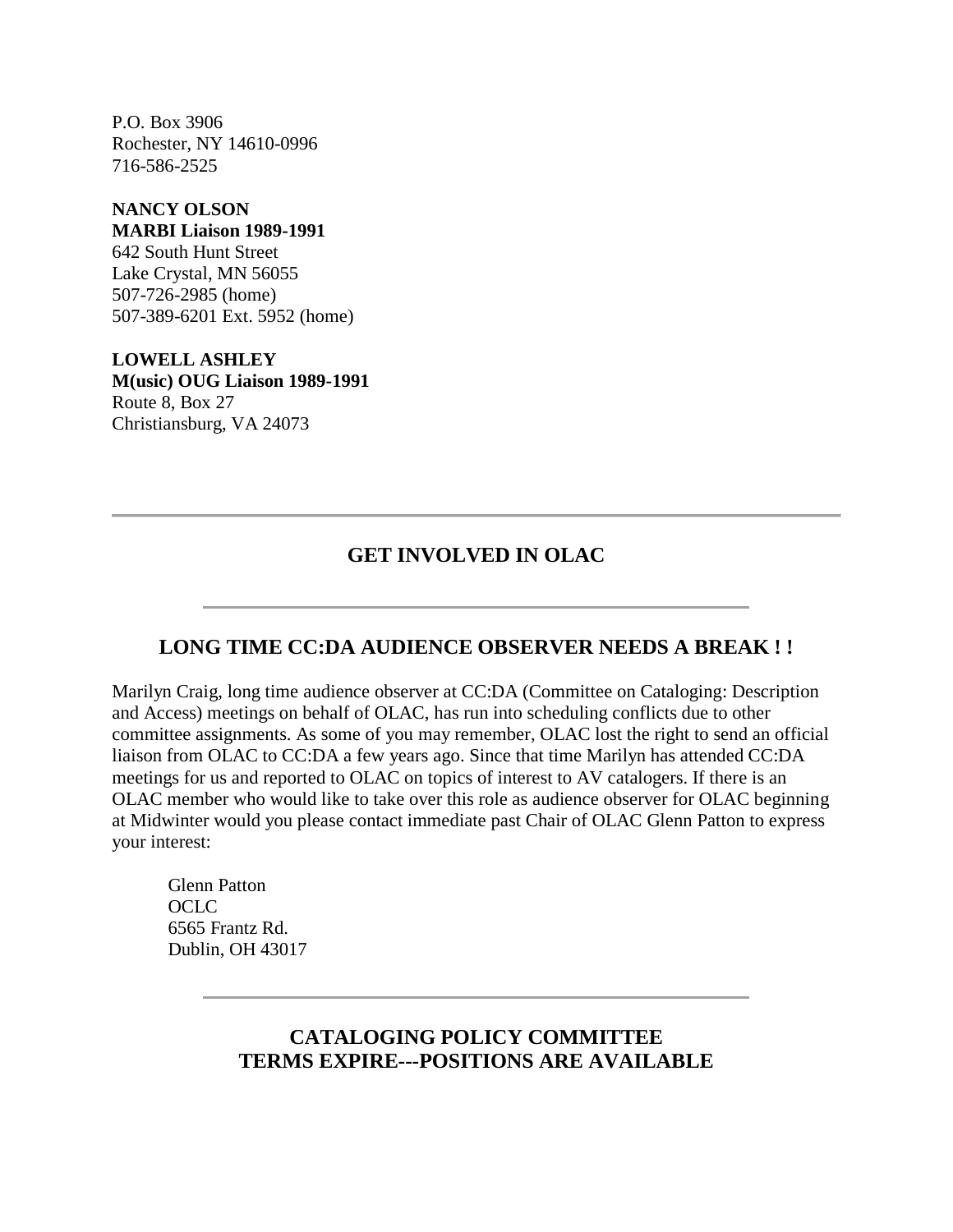P.O. Box 3906
Rochester, NY 14610-0996
716-586-2525

**NANCY OLSON**
**MARBI Liaison 1989-1991**
642 South Hunt Street
Lake Crystal, MN 56055
507-726-2985 (home)
507-389-6201 Ext. 5952 (home)

**LOWELL ASHLEY**
**M(usic) OUG Liaison 1989-1991**
Route 8, Box 27
Christiansburg, VA 24073

---

## GET INVOLVED IN OLAC

---

### LONG TIME CC:DA AUDIENCE OBSERVER NEEDS A BREAK ! !

Marilyn Craig, long time audience observer at CC:DA (Committee on Cataloging: Description and Access) meetings on behalf of OLAC, has run into scheduling conflicts due to other committee assignments. As some of you may remember, OLAC lost the right to send an official liaison from OLAC to CC:DA a few years ago. Since that time Marilyn has attended CC:DA meetings for us and reported to OLAC on topics of interest to AV catalogers. If there is an OLAC member who would like to take over this role as audience observer for OLAC beginning at Midwinter would you please contact immediate past Chair of OLAC Glenn Patton to express your interest:

> Glenn Patton
> OCLC
> 6565 Frantz Rd.
> Dublin, OH 43017

---

### CATALOGING POLICY COMMITTEE
### TERMS EXPIRE---POSITIONS ARE AVAILABLE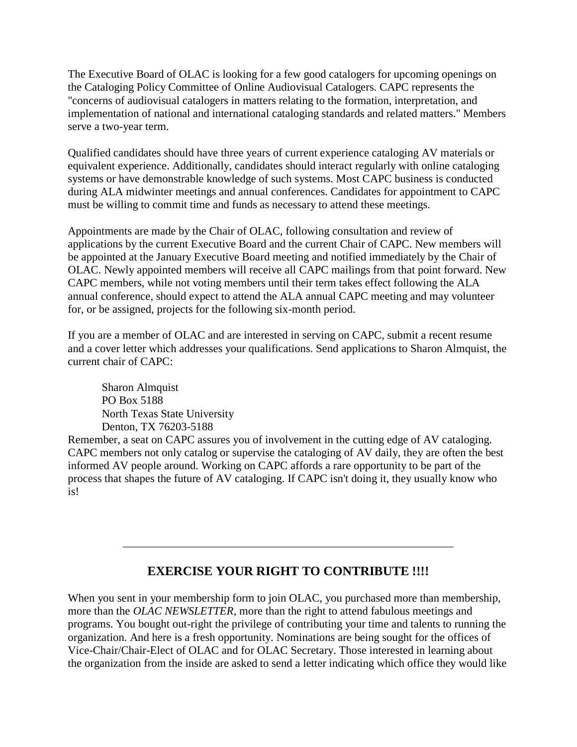The Executive Board of OLAC is looking for a few good catalogers for upcoming openings on the Cataloging Policy Committee of Online Audiovisual Catalogers. CAPC represents the "concerns of audiovisual catalogers in matters relating to the formation, interpretation, and implementation of national and international cataloging standards and related matters." Members serve a two-year term.

Qualified candidates should have three years of current experience cataloging AV materials or equivalent experience. Additionally, candidates should interact regularly with online cataloging systems or have demonstrable knowledge of such systems. Most CAPC business is conducted during ALA midwinter meetings and annual conferences. Candidates for appointment to CAPC must be willing to commit time and funds as necessary to attend these meetings.

Appointments are made by the Chair of OLAC, following consultation and review of applications by the current Executive Board and the current Chair of CAPC. New members will be appointed at the January Executive Board meeting and notified immediately by the Chair of OLAC. Newly appointed members will receive all CAPC mailings from that point forward. New CAPC members, while not voting members until their term takes effect following the ALA annual conference, should expect to attend the ALA annual CAPC meeting and may volunteer for, or be assigned, projects for the following six-month period.

If you are a member of OLAC and are interested in serving on CAPC, submit a recent resume and a cover letter which addresses your qualifications. Send applications to Sharon Almquist, the current chair of CAPC:

> Sharon Almquist
> PO Box 5188
> North Texas State University
> Denton, TX 76203-5188

Remember, a seat on CAPC assures you of involvement in the cutting edge of AV cataloging. CAPC members not only catalog or supervise the cataloging of AV daily, they are often the best informed AV people around. Working on CAPC affords a rare opportunity to be part of the process that shapes the future of AV cataloging. If CAPC isn't doing it, they usually know who is!

---

## EXERCISE YOUR RIGHT TO CONTRIBUTE !!!!

When you sent in your membership form to join OLAC, you purchased more than membership, more than the *OLAC NEWSLETTER*, more than the right to attend fabulous meetings and programs. You bought out-right the privilege of contributing your time and talents to running the organization. And here is a fresh opportunity. Nominations are being sought for the offices of Vice-Chair/Chair-Elect of OLAC and for OLAC Secretary. Those interested in learning about the organization from the inside are asked to send a letter indicating which office they would like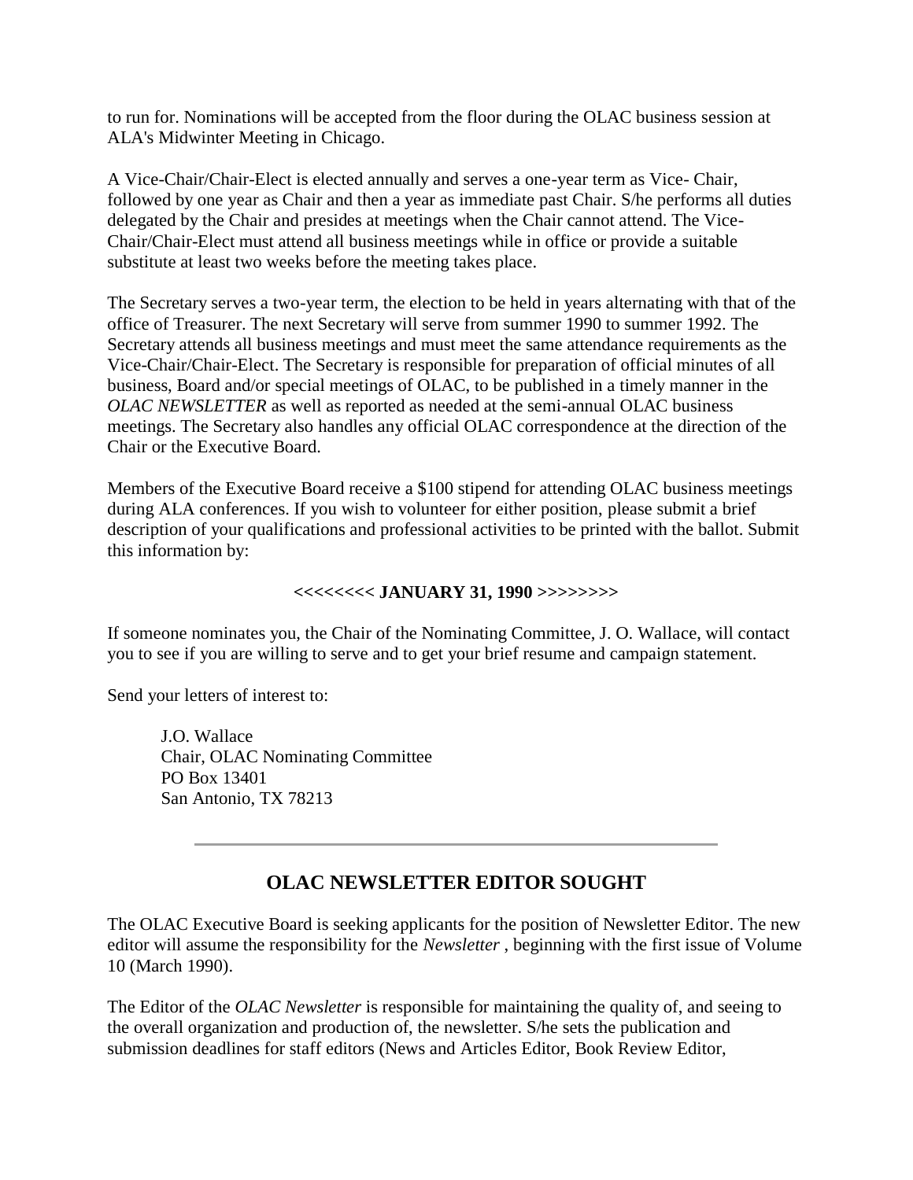to run for. Nominations will be accepted from the floor during the OLAC business session at ALA's Midwinter Meeting in Chicago.

A Vice-Chair/Chair-Elect is elected annually and serves a one-year term as Vice- Chair, followed by one year as Chair and then a year as immediate past Chair. S/he performs all duties delegated by the Chair and presides at meetings when the Chair cannot attend. The Vice-Chair/Chair-Elect must attend all business meetings while in office or provide a suitable substitute at least two weeks before the meeting takes place.

The Secretary serves a two-year term, the election to be held in years alternating with that of the office of Treasurer. The next Secretary will serve from summer 1990 to summer 1992. The Secretary attends all business meetings and must meet the same attendance requirements as the Vice-Chair/Chair-Elect. The Secretary is responsible for preparation of official minutes of all business, Board and/or special meetings of OLAC, to be published in a timely manner in the *OLAC NEWSLETTER* as well as reported as needed at the semi-annual OLAC business meetings. The Secretary also handles any official OLAC correspondence at the direction of the Chair or the Executive Board.

Members of the Executive Board receive a $100 stipend for attending OLAC business meetings during ALA conferences. If you wish to volunteer for either position, please submit a brief description of your qualifications and professional activities to be printed with the ballot. Submit this information by:

**<<<<<<<< JANUARY 31, 1990 >>>>>>>>**

If someone nominates you, the Chair of the Nominating Committee, J. O. Wallace, will contact you to see if you are willing to serve and to get your brief resume and campaign statement.

Send your letters of interest to:

> J.O. Wallace
> Chair, OLAC Nominating Committee
> PO Box 13401
> San Antonio, TX 78213

---

## OLAC NEWSLETTER EDITOR SOUGHT

The OLAC Executive Board is seeking applicants for the position of Newsletter Editor. The new editor will assume the responsibility for the *Newsletter* , beginning with the first issue of Volume 10 (March 1990).

The Editor of the *OLAC Newsletter* is responsible for maintaining the quality of, and seeing to the overall organization and production of, the newsletter. S/he sets the publication and submission deadlines for staff editors (News and Articles Editor, Book Review Editor,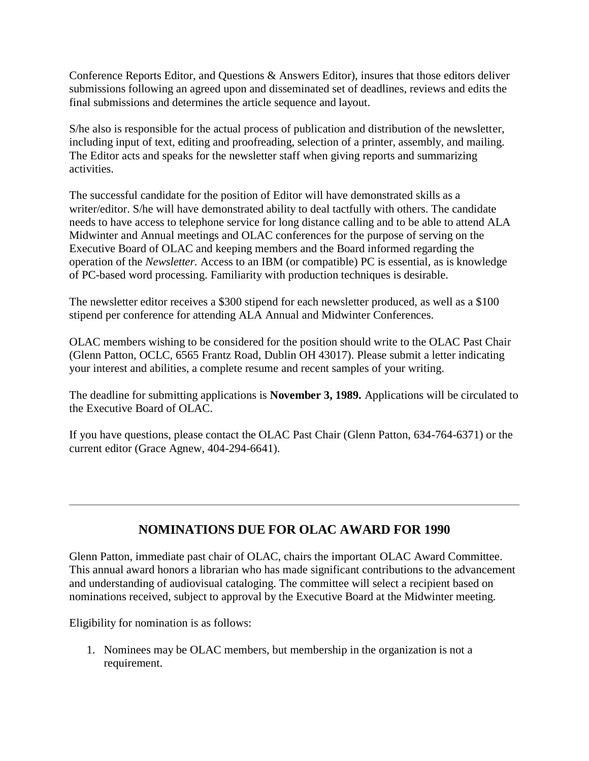Conference Reports Editor, and Questions & Answers Editor), insures that those editors deliver submissions following an agreed upon and disseminated set of deadlines, reviews and edits the final submissions and determines the article sequence and layout.

S/he also is responsible for the actual process of publication and distribution of the newsletter, including input of text, editing and proofreading, selection of a printer, assembly, and mailing. The Editor acts and speaks for the newsletter staff when giving reports and summarizing activities.

The successful candidate for the position of Editor will have demonstrated skills as a writer/editor. S/he will have demonstrated ability to deal tactfully with others. The candidate needs to have access to telephone service for long distance calling and to be able to attend ALA Midwinter and Annual meetings and OLAC conferences for the purpose of serving on the Executive Board of OLAC and keeping members and the Board informed regarding the operation of the *Newsletter.* Access to an IBM (or compatible) PC is essential, as is knowledge of PC-based word processing. Familiarity with production techniques is desirable.

The newsletter editor receives a $300 stipend for each newsletter produced, as well as a $100 stipend per conference for attending ALA Annual and Midwinter Conferences.

OLAC members wishing to be considered for the position should write to the OLAC Past Chair (Glenn Patton, OCLC, 6565 Frantz Road, Dublin OH 43017). Please submit a letter indicating your interest and abilities, a complete resume and recent samples of your writing.

The deadline for submitting applications is **November 3, 1989.** Applications will be circulated to the Executive Board of OLAC.

If you have questions, please contact the OLAC Past Chair (Glenn Patton, 634-764-6371) or the current editor (Grace Agnew, 404-294-6641).

---

## NOMINATIONS DUE FOR OLAC AWARD FOR 1990

Glenn Patton, immediate past chair of OLAC, chairs the important OLAC Award Committee. This annual award honors a librarian who has made significant contributions to the advancement and understanding of audiovisual cataloging. The committee will select a recipient based on nominations received, subject to approval by the Executive Board at the Midwinter meeting.

Eligibility for nomination is as follows:

1. Nominees may be OLAC members, but membership in the organization is not a requirement.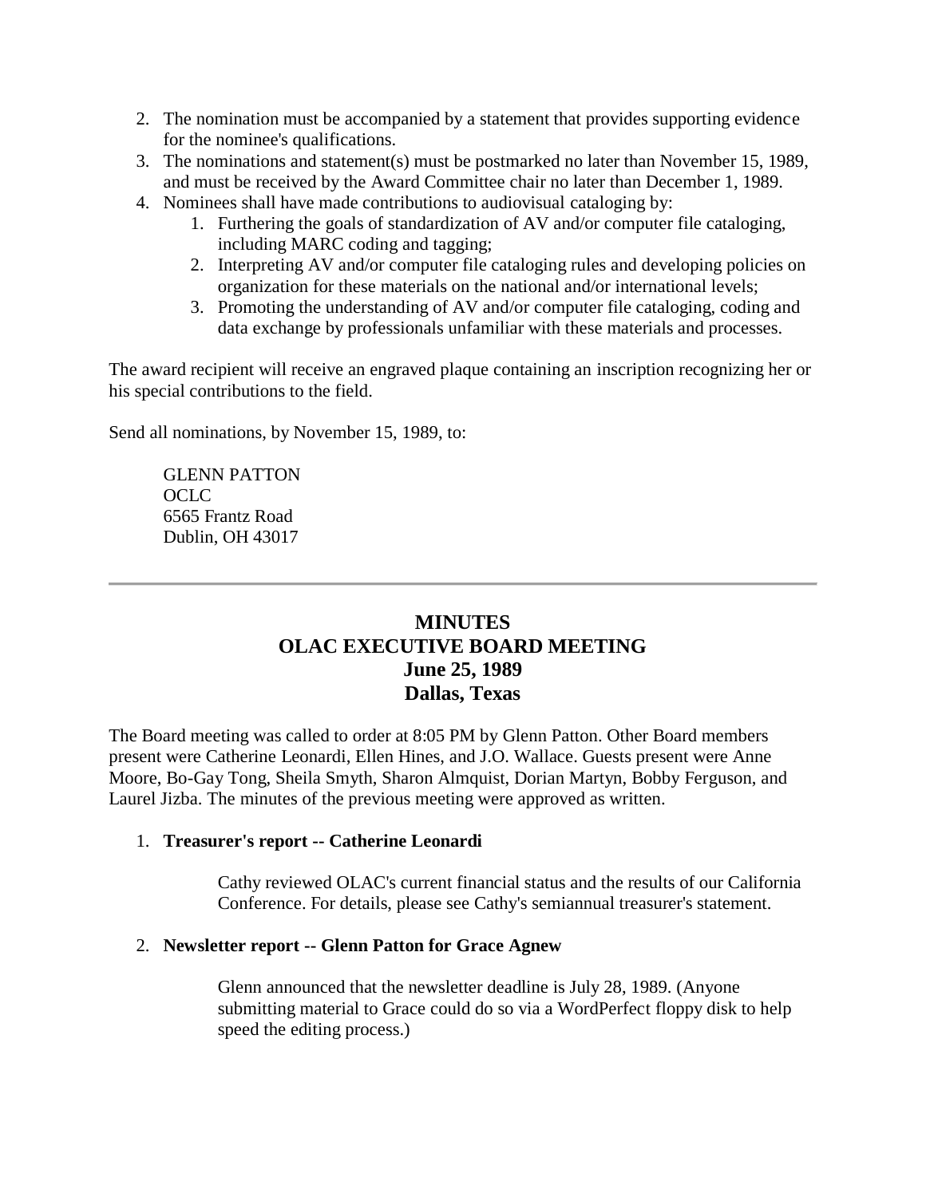2. The nomination must be accompanied by a statement that provides supporting evidence for the nominee's qualifications.
3. The nominations and statement(s) must be postmarked no later than November 15, 1989, and must be received by the Award Committee chair no later than December 1, 1989.
4. Nominees shall have made contributions to audiovisual cataloging by:
    1. Furthering the goals of standardization of AV and/or computer file cataloging, including MARC coding and tagging;
    2. Interpreting AV and/or computer file cataloging rules and developing policies on organization for these materials on the national and/or international levels;
    3. Promoting the understanding of AV and/or computer file cataloging, coding and data exchange by professionals unfamiliar with these materials and processes.

The award recipient will receive an engraved plaque containing an inscription recognizing her or his special contributions to the field.

Send all nominations, by November 15, 1989, to:

> GLENN PATTON
> OCLC
> 6565 Frantz Road
> Dublin, OH 43017

---

## MINUTES
## OLAC EXECUTIVE BOARD MEETING
## June 25, 1989
## Dallas, Texas

The Board meeting was called to order at 8:05 PM by Glenn Patton. Other Board members present were Catherine Leonardi, Ellen Hines, and J.O. Wallace. Guests present were Anne Moore, Bo-Gay Tong, Sheila Smyth, Sharon Almquist, Dorian Martyn, Bobby Ferguson, and Laurel Jizba. The minutes of the previous meeting were approved as written.

1. **Treasurer's report -- Catherine Leonardi**

    Cathy reviewed OLAC's current financial status and the results of our California Conference. For details, please see Cathy's semiannual treasurer's statement.

2. **Newsletter report -- Glenn Patton for Grace Agnew**

    Glenn announced that the newsletter deadline is July 28, 1989. (Anyone submitting material to Grace could do so via a WordPerfect floppy disk to help speed the editing process.)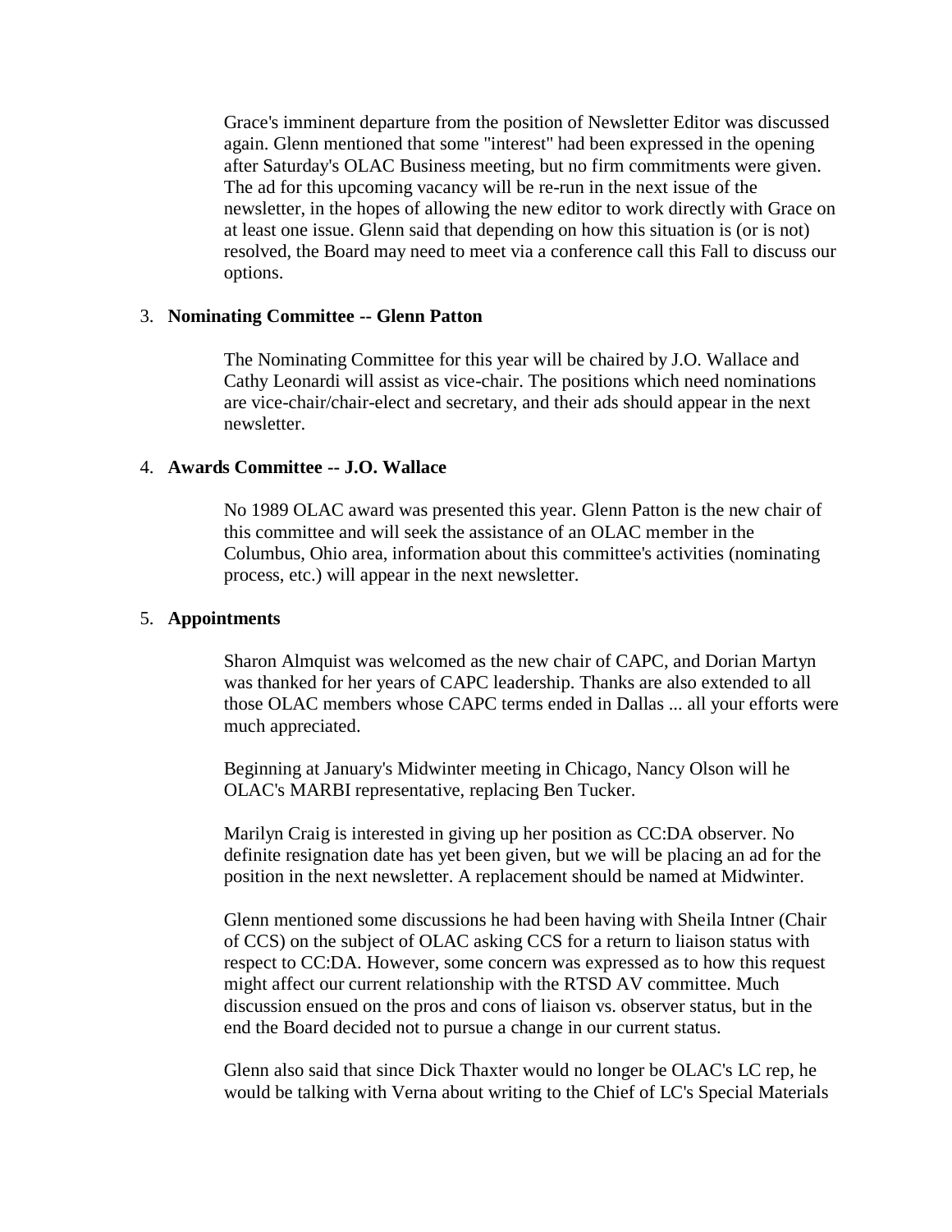Grace's imminent departure from the position of Newsletter Editor was discussed again. Glenn mentioned that some "interest" had been expressed in the opening after Saturday's OLAC Business meeting, but no firm commitments were given. The ad for this upcoming vacancy will be re-run in the next issue of the newsletter, in the hopes of allowing the new editor to work directly with Grace on at least one issue. Glenn said that depending on how this situation is (or is not) resolved, the Board may need to meet via a conference call this Fall to discuss our options.

3. **Nominating Committee -- Glenn Patton**

   The Nominating Committee for this year will be chaired by J.O. Wallace and Cathy Leonardi will assist as vice-chair. The positions which need nominations are vice-chair/chair-elect and secretary, and their ads should appear in the next newsletter.

4. **Awards Committee -- J.O. Wallace**

   No 1989 OLAC award was presented this year. Glenn Patton is the new chair of this committee and will seek the assistance of an OLAC member in the Columbus, Ohio area, information about this committee's activities (nominating process, etc.) will appear in the next newsletter.

5. **Appointments**

   Sharon Almquist was welcomed as the new chair of CAPC, and Dorian Martyn was thanked for her years of CAPC leadership. Thanks are also extended to all those OLAC members whose CAPC terms ended in Dallas ... all your efforts were much appreciated.

   Beginning at January's Midwinter meeting in Chicago, Nancy Olson will he OLAC's MARBI representative, replacing Ben Tucker.

   Marilyn Craig is interested in giving up her position as CC:DA observer. No definite resignation date has yet been given, but we will be placing an ad for the position in the next newsletter. A replacement should be named at Midwinter.

   Glenn mentioned some discussions he had been having with Sheila Intner (Chair of CCS) on the subject of OLAC asking CCS for a return to liaison status with respect to CC:DA. However, some concern was expressed as to how this request might affect our current relationship with the RTSD AV committee. Much discussion ensued on the pros and cons of liaison vs. observer status, but in the end the Board decided not to pursue a change in our current status.

   Glenn also said that since Dick Thaxter would no longer be OLAC's LC rep, he would be talking with Verna about writing to the Chief of LC's Special Materials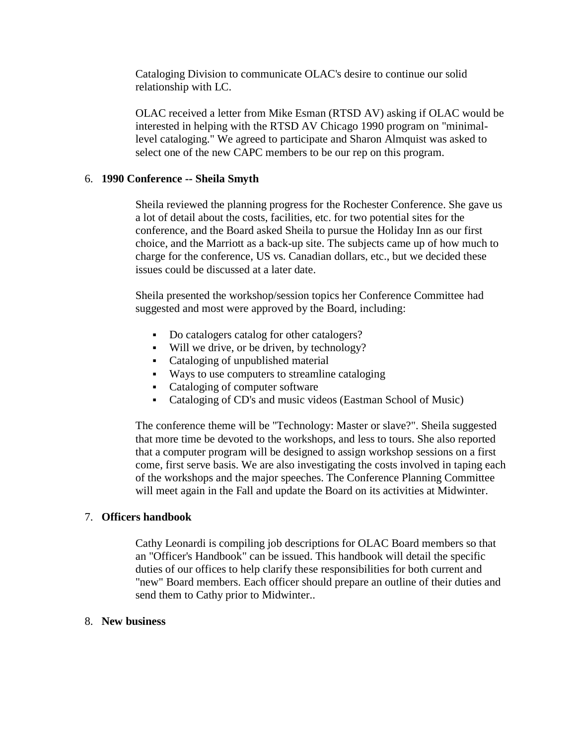Cataloging Division to communicate OLAC's desire to continue our solid relationship with LC.

OLAC received a letter from Mike Esman (RTSD AV) asking if OLAC would be interested in helping with the RTSD AV Chicago 1990 program on "minimal-level cataloging." We agreed to participate and Sharon Almquist was asked to select one of the new CAPC members to be our rep on this program.

6. **1990 Conference -- Sheila Smyth**

    Sheila reviewed the planning progress for the Rochester Conference. She gave us a lot of detail about the costs, facilities, etc. for two potential sites for the conference, and the Board asked Sheila to pursue the Holiday Inn as our first choice, and the Marriott as a back-up site. The subjects came up of how much to charge for the conference, US vs. Canadian dollars, etc., but we decided these issues could be discussed at a later date.

    Sheila presented the workshop/session topics her Conference Committee had suggested and most were approved by the Board, including:

    - Do catalogers catalog for other catalogers?
    - Will we drive, or be driven, by technology?
    - Cataloging of unpublished material
    - Ways to use computers to streamline cataloging
    - Cataloging of computer software
    - Cataloging of CD's and music videos (Eastman School of Music)

    The conference theme will be "Technology: Master or slave?". Sheila suggested that more time be devoted to the workshops, and less to tours. She also reported that a computer program will be designed to assign workshop sessions on a first come, first serve basis. We are also investigating the costs involved in taping each of the workshops and the major speeches. The Conference Planning Committee will meet again in the Fall and update the Board on its activities at Midwinter.

7. **Officers handbook**

    Cathy Leonardi is compiling job descriptions for OLAC Board members so that an "Officer's Handbook" can be issued. This handbook will detail the specific duties of our offices to help clarify these responsibilities for both current and "new" Board members. Each officer should prepare an outline of their duties and send them to Cathy prior to Midwinter..

8. **New business**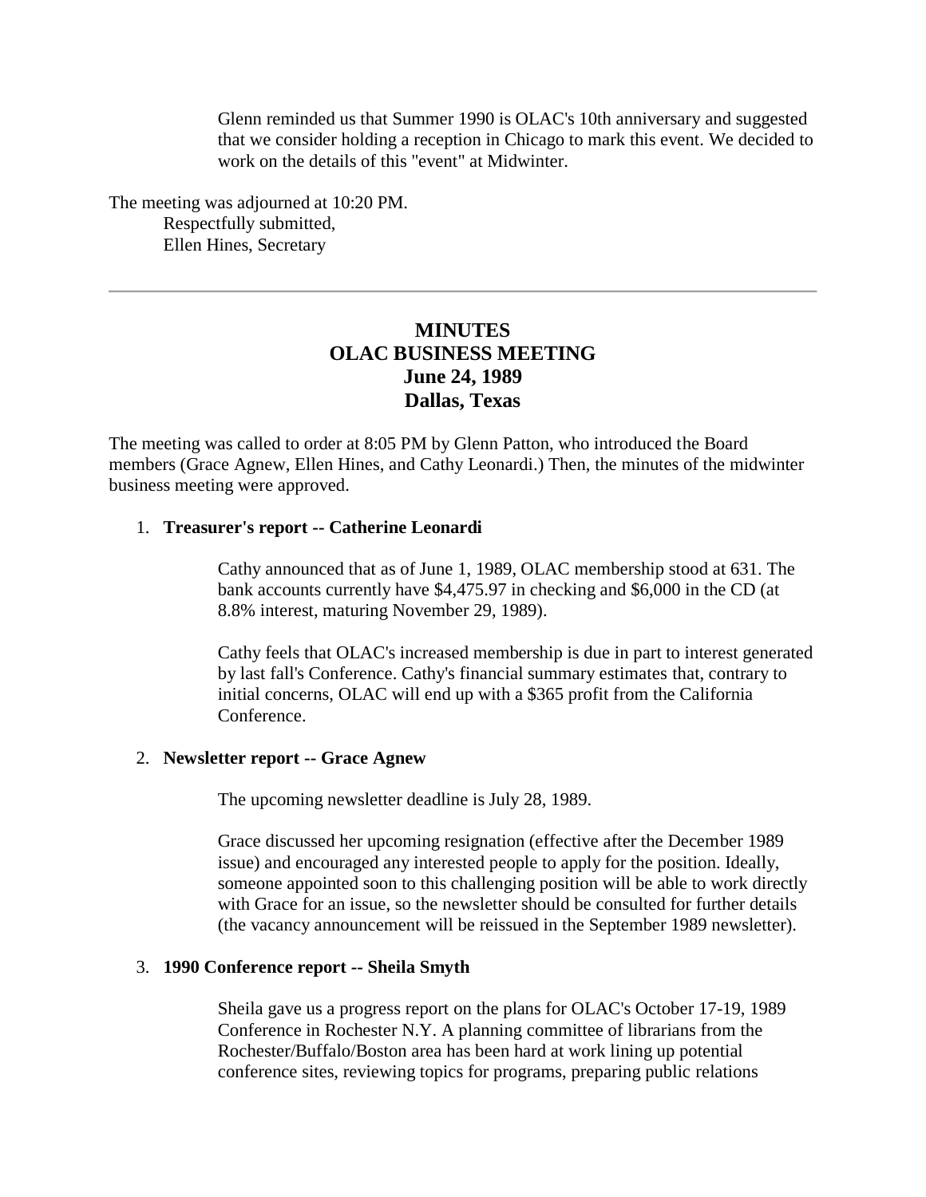Glenn reminded us that Summer 1990 is OLAC's 10th anniversary and suggested that we consider holding a reception in Chicago to mark this event. We decided to work on the details of this "event" at Midwinter.

The meeting was adjourned at 10:20 PM.

Respectfully submitted,
Ellen Hines, Secretary

---

## MINUTES
## OLAC BUSINESS MEETING
## June 24, 1989
## Dallas, Texas

The meeting was called to order at 8:05 PM by Glenn Patton, who introduced the Board members (Grace Agnew, Ellen Hines, and Cathy Leonardi.) Then, the minutes of the midwinter business meeting were approved.

1. **Treasurer's report -- Catherine Leonardi**

   Cathy announced that as of June 1, 1989, OLAC membership stood at 631. The bank accounts currently have $4,475.97 in checking and $6,000 in the CD (at 8.8% interest, maturing November 29, 1989).

   Cathy feels that OLAC's increased membership is due in part to interest generated by last fall's Conference. Cathy's financial summary estimates that, contrary to initial concerns, OLAC will end up with a $365 profit from the California Conference.

2. **Newsletter report -- Grace Agnew**

   The upcoming newsletter deadline is July 28, 1989.

   Grace discussed her upcoming resignation (effective after the December 1989 issue) and encouraged any interested people to apply for the position. Ideally, someone appointed soon to this challenging position will be able to work directly with Grace for an issue, so the newsletter should be consulted for further details (the vacancy announcement will be reissued in the September 1989 newsletter).

3. **1990 Conference report -- Sheila Smyth**

   Sheila gave us a progress report on the plans for OLAC's October 17-19, 1989 Conference in Rochester N.Y. A planning committee of librarians from the Rochester/Buffalo/Boston area has been hard at work lining up potential conference sites, reviewing topics for programs, preparing public relations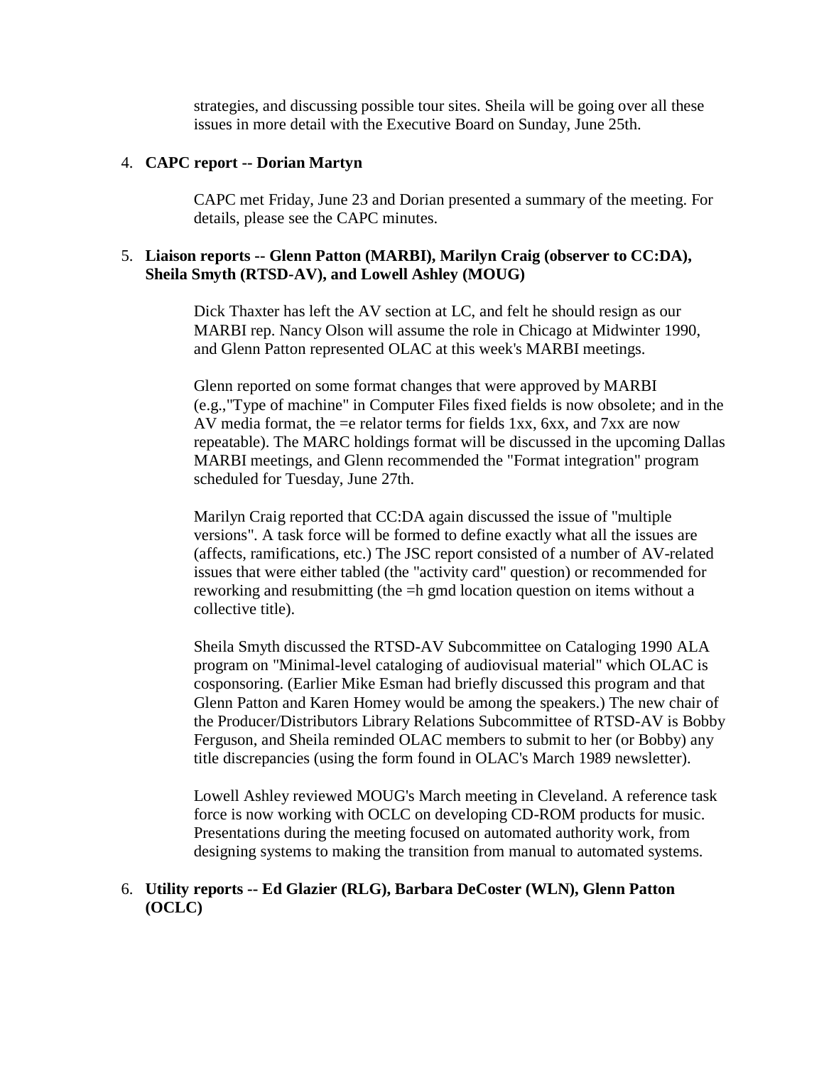strategies, and discussing possible tour sites. Sheila will be going over all these issues in more detail with the Executive Board on Sunday, June 25th.

4. **CAPC report -- Dorian Martyn**

   CAPC met Friday, June 23 and Dorian presented a summary of the meeting. For details, please see the CAPC minutes.

5. **Liaison reports -- Glenn Patton (MARBI), Marilyn Craig (observer to CC:DA), Sheila Smyth (RTSD-AV), and Lowell Ashley (MOUG)**

   Dick Thaxter has left the AV section at LC, and felt he should resign as our MARBI rep. Nancy Olson will assume the role in Chicago at Midwinter 1990, and Glenn Patton represented OLAC at this week's MARBI meetings.

   Glenn reported on some format changes that were approved by MARBI (e.g.,"Type of machine" in Computer Files fixed fields is now obsolete; and in the AV media format, the =e relator terms for fields 1xx, 6xx, and 7xx are now repeatable). The MARC holdings format will be discussed in the upcoming Dallas MARBI meetings, and Glenn recommended the "Format integration" program scheduled for Tuesday, June 27th.

   Marilyn Craig reported that CC:DA again discussed the issue of "multiple versions". A task force will be formed to define exactly what all the issues are (affects, ramifications, etc.) The JSC report consisted of a number of AV-related issues that were either tabled (the "activity card" question) or recommended for reworking and resubmitting (the =h gmd location question on items without a collective title).

   Sheila Smyth discussed the RTSD-AV Subcommittee on Cataloging 1990 ALA program on "Minimal-level cataloging of audiovisual material" which OLAC is cosponsoring. (Earlier Mike Esman had briefly discussed this program and that Glenn Patton and Karen Homey would be among the speakers.) The new chair of the Producer/Distributors Library Relations Subcommittee of RTSD-AV is Bobby Ferguson, and Sheila reminded OLAC members to submit to her (or Bobby) any title discrepancies (using the form found in OLAC's March 1989 newsletter).

   Lowell Ashley reviewed MOUG's March meeting in Cleveland. A reference task force is now working with OCLC on developing CD-ROM products for music. Presentations during the meeting focused on automated authority work, from designing systems to making the transition from manual to automated systems.

6. **Utility reports -- Ed Glazier (RLG), Barbara DeCoster (WLN), Glenn Patton (OCLC)**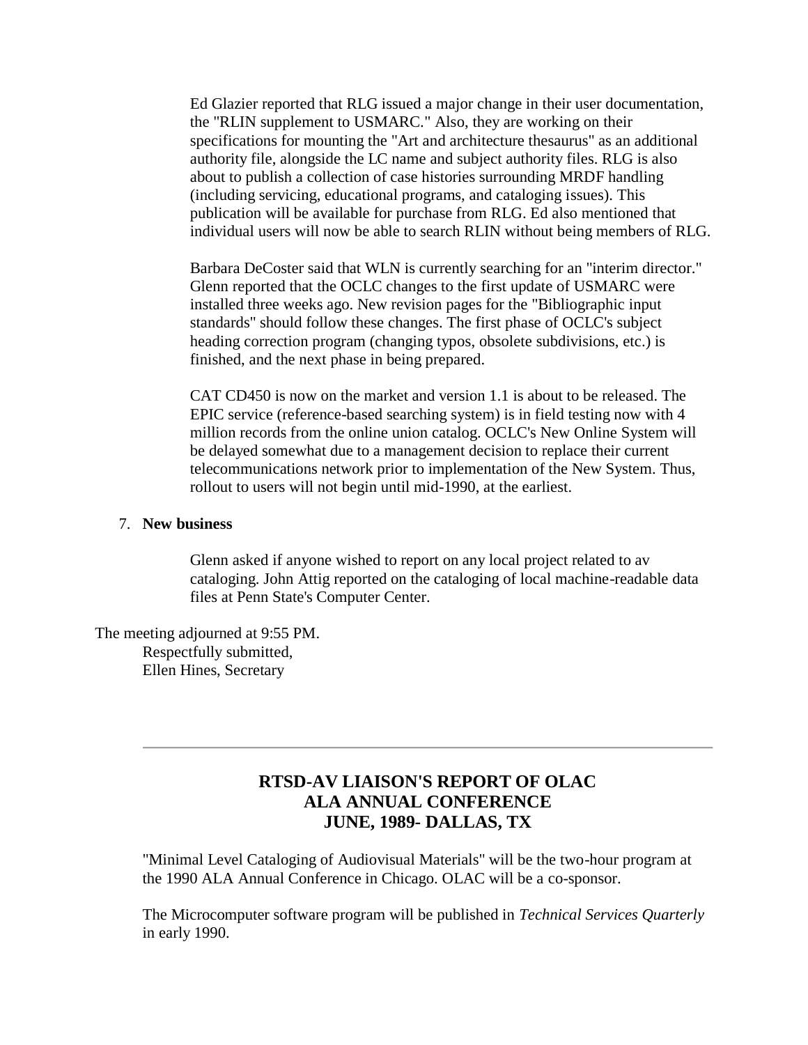Ed Glazier reported that RLG issued a major change in their user documentation, the "RLIN supplement to USMARC." Also, they are working on their specifications for mounting the "Art and architecture thesaurus" as an additional authority file, alongside the LC name and subject authority files. RLG is also about to publish a collection of case histories surrounding MRDF handling (including servicing, educational programs, and cataloging issues). This publication will be available for purchase from RLG. Ed also mentioned that individual users will now be able to search RLIN without being members of RLG.

Barbara DeCoster said that WLN is currently searching for an "interim director." Glenn reported that the OCLC changes to the first update of USMARC were installed three weeks ago. New revision pages for the "Bibliographic input standards" should follow these changes. The first phase of OCLC's subject heading correction program (changing typos, obsolete subdivisions, etc.) is finished, and the next phase in being prepared.

CAT CD450 is now on the market and version 1.1 is about to be released. The EPIC service (reference-based searching system) is in field testing now with 4 million records from the online union catalog. OCLC's New Online System will be delayed somewhat due to a management decision to replace their current telecommunications network prior to implementation of the New System. Thus, rollout to users will not begin until mid-1990, at the earliest.

7. **New business**

   Glenn asked if anyone wished to report on any local project related to av cataloging. John Attig reported on the cataloging of local machine-readable data files at Penn State's Computer Center.

The meeting adjourned at 9:55 PM.
Respectfully submitted,
Ellen Hines, Secretary

---

## RTSD-AV LIAISON'S REPORT OF OLAC ALA ANNUAL CONFERENCE JUNE, 1989- DALLAS, TX

"Minimal Level Cataloging of Audiovisual Materials" will be the two-hour program at the 1990 ALA Annual Conference in Chicago. OLAC will be a co-sponsor.

The Microcomputer software program will be published in *Technical Services Quarterly* in early 1990.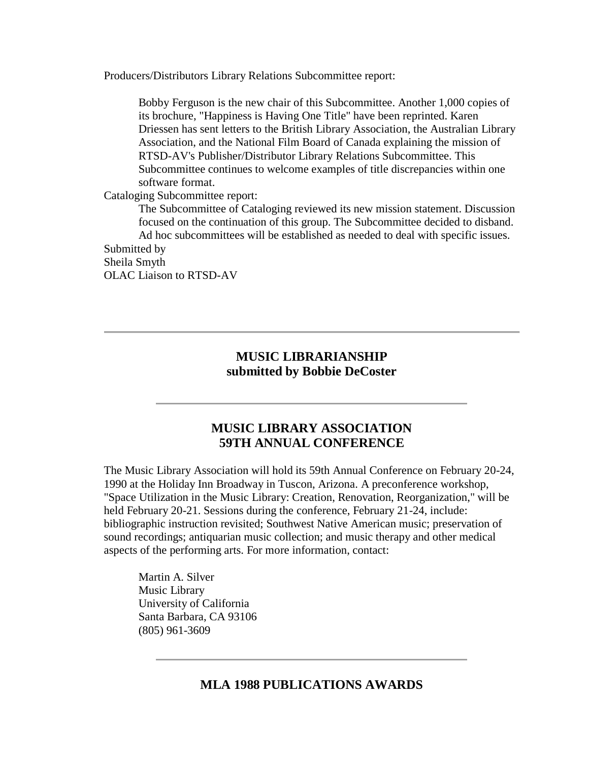Producers/Distributors Library Relations Subcommittee report:

> Bobby Ferguson is the new chair of this Subcommittee. Another 1,000 copies of its brochure, "Happiness is Having One Title" have been reprinted. Karen Driessen has sent letters to the British Library Association, the Australian Library Association, and the National Film Board of Canada explaining the mission of RTSD-AV's Publisher/Distributor Library Relations Subcommittee. This Subcommittee continues to welcome examples of title discrepancies within one software format.

Cataloging Subcommittee report:

> The Subcommittee of Cataloging reviewed its new mission statement. Discussion focused on the continuation of this group. The Subcommittee decided to disband. Ad hoc subcommittees will be established as needed to deal with specific issues.

Submitted by
Sheila Smyth
OLAC Liaison to RTSD-AV

---

## MUSIC LIBRARIANSHIP
## submitted by Bobbie DeCoster

---

## MUSIC LIBRARY ASSOCIATION 59TH ANNUAL CONFERENCE

The Music Library Association will hold its 59th Annual Conference on February 20-24, 1990 at the Holiday Inn Broadway in Tuscon, Arizona. A preconference workshop, "Space Utilization in the Music Library: Creation, Renovation, Reorganization," will be held February 20-21. Sessions during the conference, February 21-24, include: bibliographic instruction revisited; Southwest Native American music; preservation of sound recordings; antiquarian music collection; and music therapy and other medical aspects of the performing arts. For more information, contact:

> Martin A. Silver
> Music Library
> University of California
> Santa Barbara, CA 93106
> (805) 961-3609

---

## MLA 1988 PUBLICATIONS AWARDS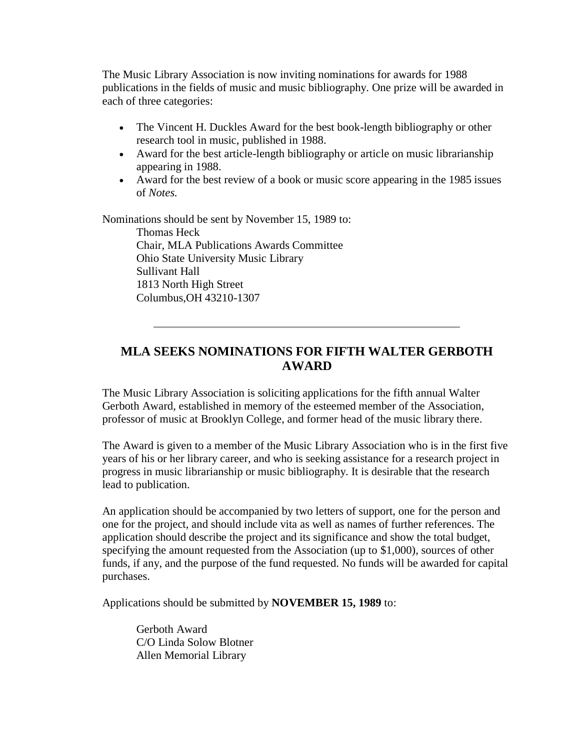The Music Library Association is now inviting nominations for awards for 1988 publications in the fields of music and music bibliography. One prize will be awarded in each of three categories:

- The Vincent H. Duckles Award for the best book-length bibliography or other research tool in music, published in 1988.
- Award for the best article-length bibliography or article on music librarianship appearing in 1988.
- Award for the best review of a book or music score appearing in the 1985 issues of *Notes.*

Nominations should be sent by November 15, 1989 to:

Thomas Heck
Chair, MLA Publications Awards Committee
Ohio State University Music Library
Sullivant Hall
1813 North High Street
Columbus,OH 43210-1307

---

## MLA SEEKS NOMINATIONS FOR FIFTH WALTER GERBOTH AWARD

The Music Library Association is soliciting applications for the fifth annual Walter Gerboth Award, established in memory of the esteemed member of the Association, professor of music at Brooklyn College, and former head of the music library there.

The Award is given to a member of the Music Library Association who is in the first five years of his or her library career, and who is seeking assistance for a research project in progress in music librarianship or music bibliography. It is desirable that the research lead to publication.

An application should be accompanied by two letters of support, one for the person and one for the project, and should include vita as well as names of further references. The application should describe the project and its significance and show the total budget, specifying the amount requested from the Association (up to $1,000), sources of other funds, if any, and the purpose of the fund requested. No funds will be awarded for capital purchases.

Applications should be submitted by **NOVEMBER 15, 1989** to:

Gerboth Award
C/O Linda Solow Blotner
Allen Memorial Library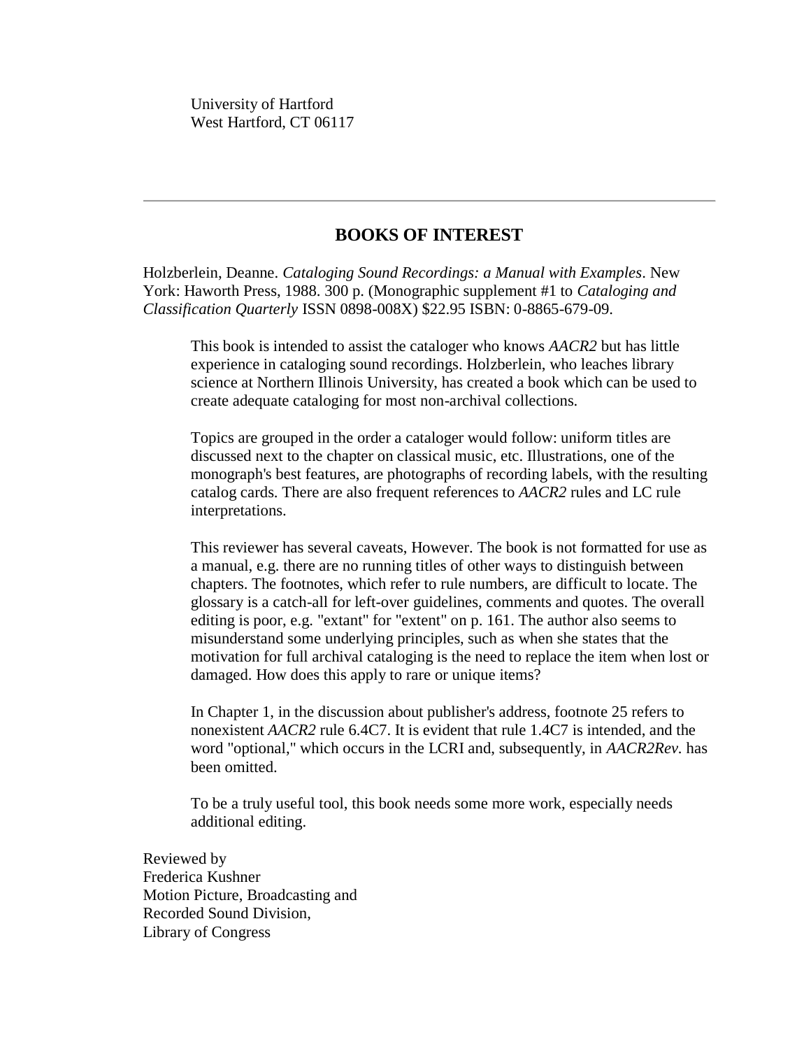University of Hartford
West Hartford, CT 06117

---

## BOOKS OF INTEREST

Holzberlein, Deanne. *Cataloging Sound Recordings: a Manual with Examples*. New York: Haworth Press, 1988. 300 p. (Monographic supplement #1 to *Cataloging and Classification Quarterly* ISSN 0898-008X) $22.95 ISBN: 0-8865-679-09.

> This book is intended to assist the cataloger who knows *AACR2* but has little experience in cataloging sound recordings. Holzberlein, who leaches library science at Northern Illinois University, has created a book which can be used to create adequate cataloging for most non-archival collections.
>
> Topics are grouped in the order a cataloger would follow: uniform titles are discussed next to the chapter on classical music, etc. Illustrations, one of the monograph's best features, are photographs of recording labels, with the resulting catalog cards. There are also frequent references to *AACR2* rules and LC rule interpretations.
>
> This reviewer has several caveats, However. The book is not formatted for use as a manual, e.g. there are no running titles of other ways to distinguish between chapters. The footnotes, which refer to rule numbers, are difficult to locate. The glossary is a catch-all for left-over guidelines, comments and quotes. The overall editing is poor, e.g. "extant" for "extent" on p. 161. The author also seems to misunderstand some underlying principles, such as when she states that the motivation for full archival cataloging is the need to replace the item when lost or damaged. How does this apply to rare or unique items?
>
> In Chapter 1, in the discussion about publisher's address, footnote 25 refers to nonexistent *AACR2* rule 6.4C7. It is evident that rule 1.4C7 is intended, and the word "optional," which occurs in the LCRI and, subsequently, in *AACR2Rev.* has been omitted.
>
> To be a truly useful tool, this book needs some more work, especially needs additional editing.

Reviewed by
Frederica Kushner
Motion Picture, Broadcasting and
Recorded Sound Division,
Library of Congress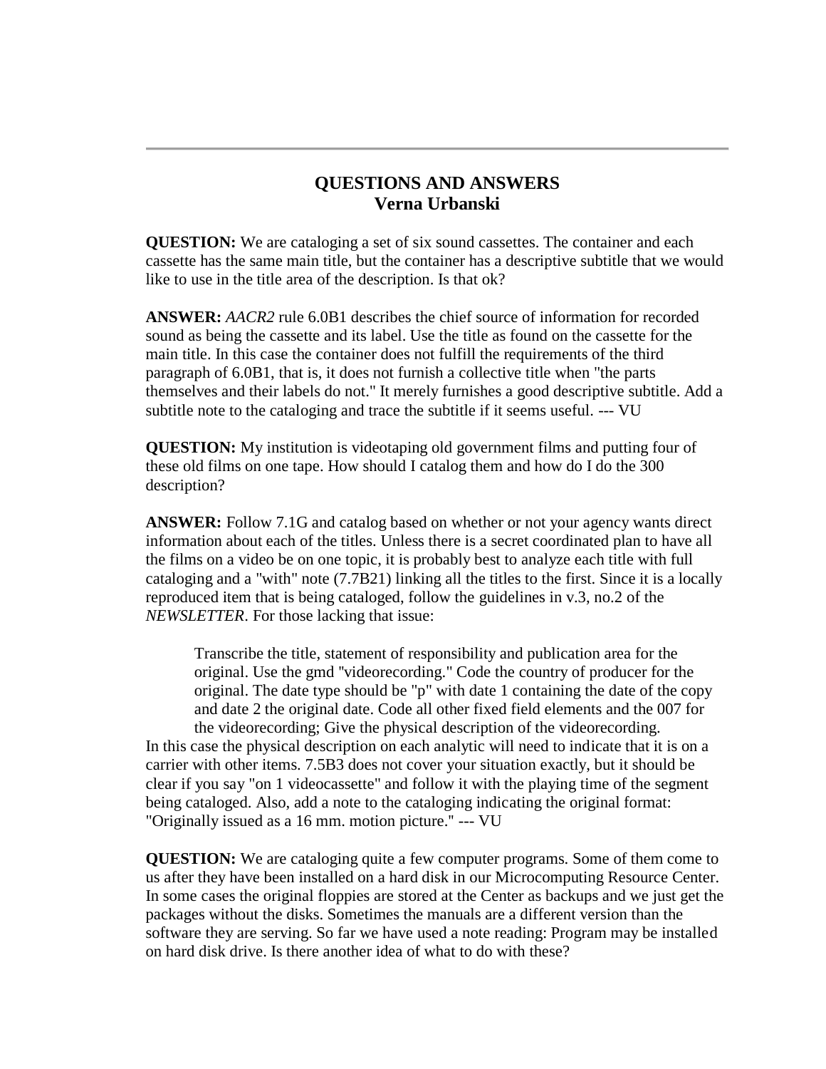## QUESTIONS AND ANSWERS
## Verna Urbanski

**QUESTION:** We are cataloging a set of six sound cassettes. The container and each cassette has the same main title, but the container has a descriptive subtitle that we would like to use in the title area of the description. Is that ok?

**ANSWER:** *AACR2* rule 6.0B1 describes the chief source of information for recorded sound as being the cassette and its label. Use the title as found on the cassette for the main title. In this case the container does not fulfill the requirements of the third paragraph of 6.0B1, that is, it does not furnish a collective title when "the parts themselves and their labels do not." It merely furnishes a good descriptive subtitle. Add a subtitle note to the cataloging and trace the subtitle if it seems useful. --- VU

**QUESTION:** My institution is videotaping old government films and putting four of these old films on one tape. How should I catalog them and how do I do the 300 description?

**ANSWER:** Follow 7.1G and catalog based on whether or not your agency wants direct information about each of the titles. Unless there is a secret coordinated plan to have all the films on a video be on one topic, it is probably best to analyze each title with full cataloging and a "with" note (7.7B21) linking all the titles to the first. Since it is a locally reproduced item that is being cataloged, follow the guidelines in v.3, no.2 of the *NEWSLETTER*. For those lacking that issue:

> Transcribe the title, statement of responsibility and publication area for the original. Use the gmd "videorecording." Code the country of producer for the original. The date type should be "p" with date 1 containing the date of the copy and date 2 the original date. Code all other fixed field elements and the 007 for the videorecording; Give the physical description of the videorecording.

In this case the physical description on each analytic will need to indicate that it is on a carrier with other items. 7.5B3 does not cover your situation exactly, but it should be clear if you say "on 1 videocassette" and follow it with the playing time of the segment being cataloged. Also, add a note to the cataloging indicating the original format: "Originally issued as a 16 mm. motion picture." --- VU

**QUESTION:** We are cataloging quite a few computer programs. Some of them come to us after they have been installed on a hard disk in our Microcomputing Resource Center. In some cases the original floppies are stored at the Center as backups and we just get the packages without the disks. Sometimes the manuals are a different version than the software they are serving. So far we have used a note reading: Program may be installed on hard disk drive. Is there another idea of what to do with these?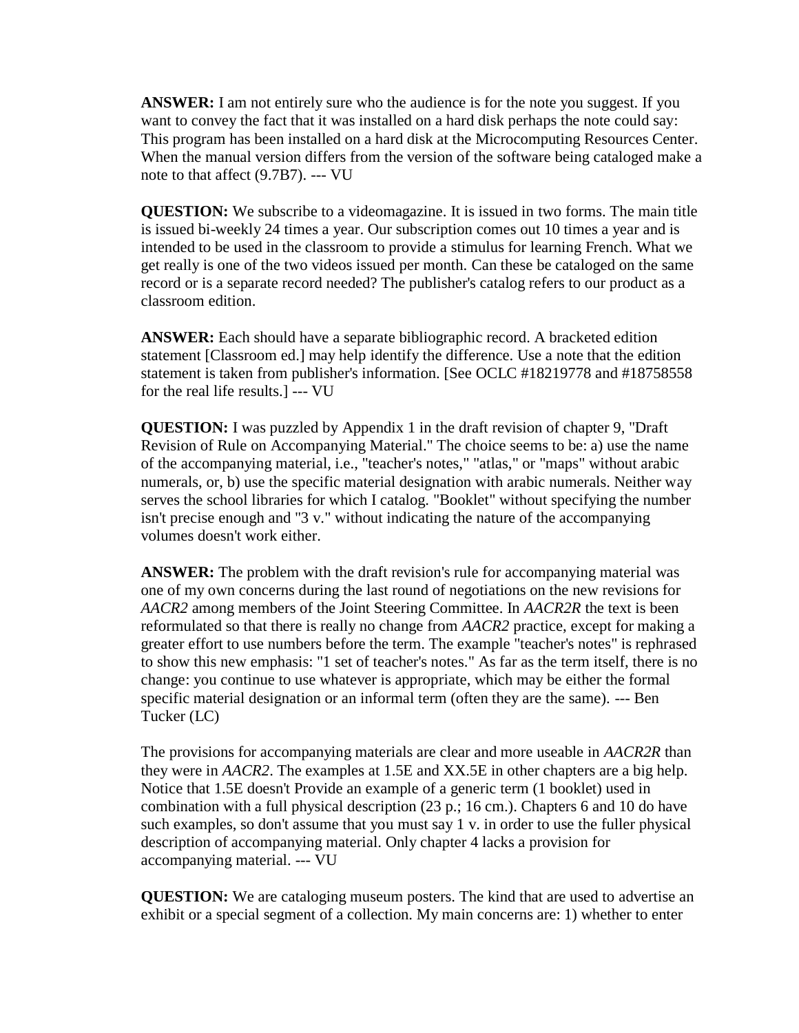**ANSWER:** I am not entirely sure who the audience is for the note you suggest. If you want to convey the fact that it was installed on a hard disk perhaps the note could say: This program has been installed on a hard disk at the Microcomputing Resources Center. When the manual version differs from the version of the software being cataloged make a note to that affect (9.7B7). --- VU

**QUESTION:** We subscribe to a videomagazine. It is issued in two forms. The main title is issued bi-weekly 24 times a year. Our subscription comes out 10 times a year and is intended to be used in the classroom to provide a stimulus for learning French. What we get really is one of the two videos issued per month. Can these be cataloged on the same record or is a separate record needed? The publisher's catalog refers to our product as a classroom edition.

**ANSWER:** Each should have a separate bibliographic record. A bracketed edition statement [Classroom ed.] may help identify the difference. Use a note that the edition statement is taken from publisher's information. [See OCLC #18219778 and #18758558 for the real life results.] --- VU

**QUESTION:** I was puzzled by Appendix 1 in the draft revision of chapter 9, "Draft Revision of Rule on Accompanying Material." The choice seems to be: a) use the name of the accompanying material, i.e., "teacher's notes," "atlas," or "maps" without arabic numerals, or, b) use the specific material designation with arabic numerals. Neither way serves the school libraries for which I catalog. "Booklet" without specifying the number isn't precise enough and "3 v." without indicating the nature of the accompanying volumes doesn't work either.

**ANSWER:** The problem with the draft revision's rule for accompanying material was one of my own concerns during the last round of negotiations on the new revisions for *AACR2* among members of the Joint Steering Committee. In *AACR2R* the text is been reformulated so that there is really no change from *AACR2* practice, except for making a greater effort to use numbers before the term. The example "teacher's notes" is rephrased to show this new emphasis: "1 set of teacher's notes." As far as the term itself, there is no change: you continue to use whatever is appropriate, which may be either the formal specific material designation or an informal term (often they are the same). --- Ben Tucker (LC)

The provisions for accompanying materials are clear and more useable in *AACR2R* than they were in *AACR2*. The examples at 1.5E and XX.5E in other chapters are a big help. Notice that 1.5E doesn't Provide an example of a generic term (1 booklet) used in combination with a full physical description (23 p.; 16 cm.). Chapters 6 and 10 do have such examples, so don't assume that you must say 1 v. in order to use the fuller physical description of accompanying material. Only chapter 4 lacks a provision for accompanying material. --- VU

**QUESTION:** We are cataloging museum posters. The kind that are used to advertise an exhibit or a special segment of a collection. My main concerns are: 1) whether to enter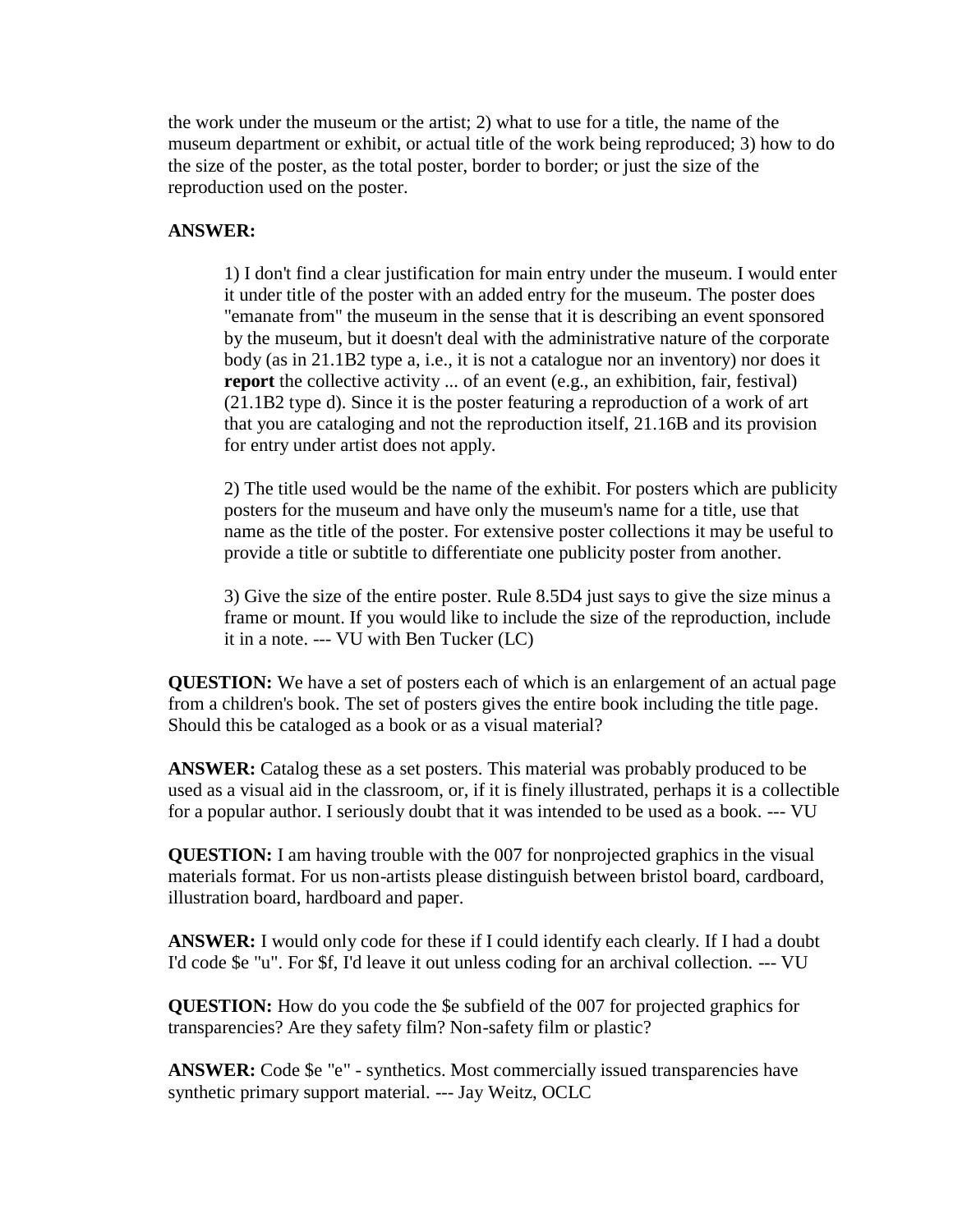the work under the museum or the artist; 2) what to use for a title, the name of the museum department or exhibit, or actual title of the work being reproduced; 3) how to do the size of the poster, as the total poster, border to border; or just the size of the reproduction used on the poster.

**ANSWER:**

> 1) I don't find a clear justification for main entry under the museum. I would enter it under title of the poster with an added entry for the museum. The poster does "emanate from" the museum in the sense that it is describing an event sponsored by the museum, but it doesn't deal with the administrative nature of the corporate body (as in 21.1B2 type a, i.e., it is not a catalogue nor an inventory) nor does it **report** the collective activity ... of an event (e.g., an exhibition, fair, festival) (21.1B2 type d). Since it is the poster featuring a reproduction of a work of art that you are cataloging and not the reproduction itself, 21.16B and its provision for entry under artist does not apply.
>
> 2) The title used would be the name of the exhibit. For posters which are publicity posters for the museum and have only the museum's name for a title, use that name as the title of the poster. For extensive poster collections it may be useful to provide a title or subtitle to differentiate one publicity poster from another.
>
> 3) Give the size of the entire poster. Rule 8.5D4 just says to give the size minus a frame or mount. If you would like to include the size of the reproduction, include it in a note. --- VU with Ben Tucker (LC)

**QUESTION:** We have a set of posters each of which is an enlargement of an actual page from a children's book. The set of posters gives the entire book including the title page. Should this be cataloged as a book or as a visual material?

**ANSWER:** Catalog these as a set posters. This material was probably produced to be used as a visual aid in the classroom, or, if it is finely illustrated, perhaps it is a collectible for a popular author. I seriously doubt that it was intended to be used as a book. --- VU

**QUESTION:** I am having trouble with the 007 for nonprojected graphics in the visual materials format. For us non-artists please distinguish between bristol board, cardboard, illustration board, hardboard and paper.

**ANSWER:** I would only code for these if I could identify each clearly. If I had a doubt I'd code $e "u". For $f, I'd leave it out unless coding for an archival collection. --- VU

**QUESTION:** How do you code the $e subfield of the 007 for projected graphics for transparencies? Are they safety film? Non-safety film or plastic?

**ANSWER:** Code $e "e" - synthetics. Most commercially issued transparencies have synthetic primary support material. --- Jay Weitz, OCLC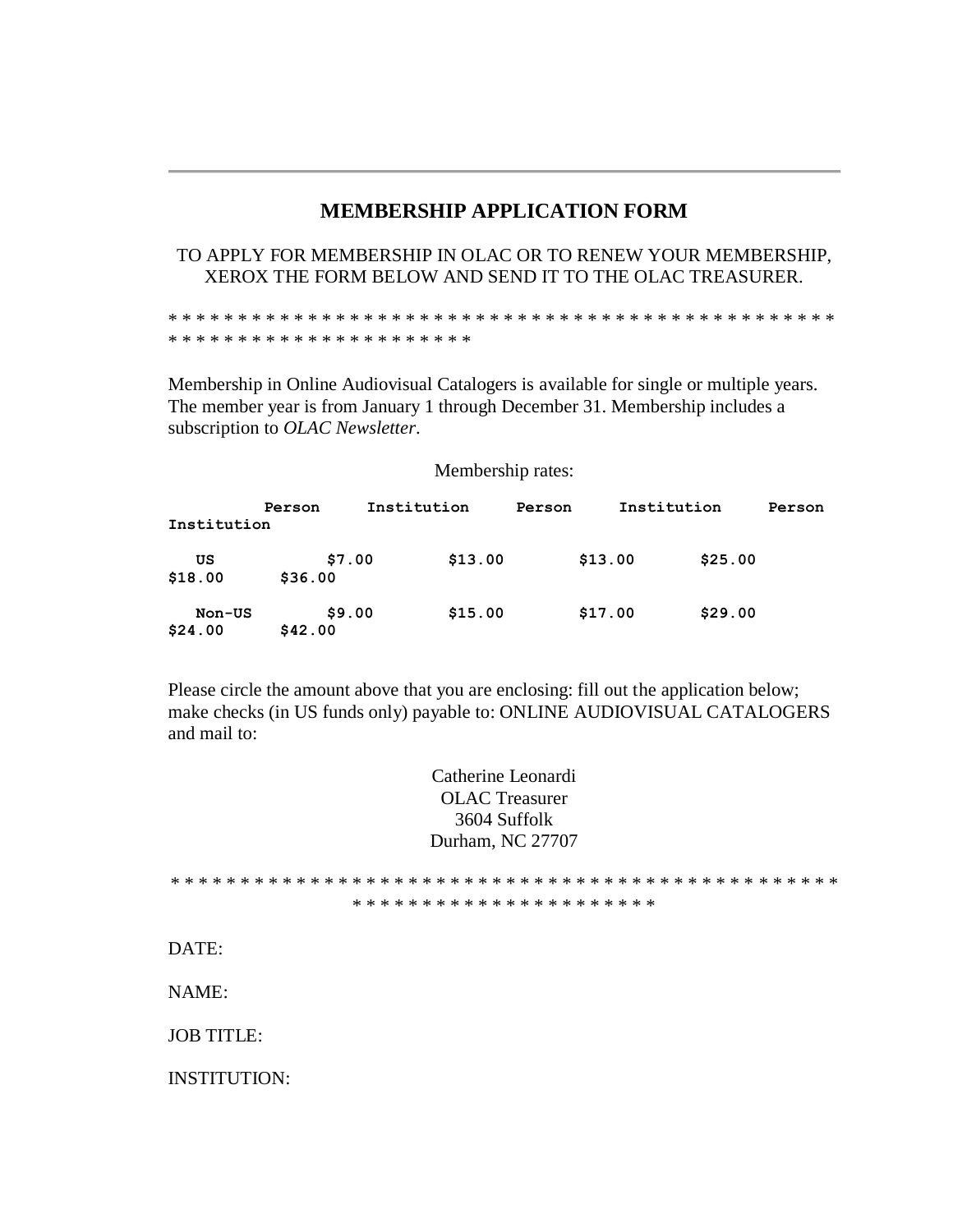---

## MEMBERSHIP APPLICATION FORM

TO APPLY FOR MEMBERSHIP IN OLAC OR TO RENEW YOUR MEMBERSHIP, XEROX THE FORM BELOW AND SEND IT TO THE OLAC TREASURER.

* * * * * * * * * * * * * * * * * * * * * * * * * * * * * * * * * * * * * * * * * * * * * * * * * * * * * * * * * * * * * * * * * * * * * * * * *

Membership in Online Audiovisual Catalogers is available for single or multiple years. The member year is from January 1 through December 31. Membership includes a subscription to *OLAC Newsletter*.

Membership rates:

| | Person | Institution | Person | Institution | Person | Institution |
|---|---|---|---|---|---|---|
| US | $7.00 | $13.00 | $13.00 | $25.00 | $18.00 | $36.00 |
| Non-US | $9.00 | $15.00 | $17.00 | $29.00 | $24.00 | $42.00 |

Please circle the amount above that you are enclosing: fill out the application below; make checks (in US funds only) payable to: ONLINE AUDIOVISUAL CATALOGERS and mail to:

Catherine Leonardi
OLAC Treasurer
3604 Suffolk
Durham, NC 27707

* * * * * * * * * * * * * * * * * * * * * * * * * * * * * * * * * * * * * * * * * * * * * * * * * * * * * * * * * * * * * * * * * * * * * * * * *

DATE:

NAME:

JOB TITLE:

INSTITUTION: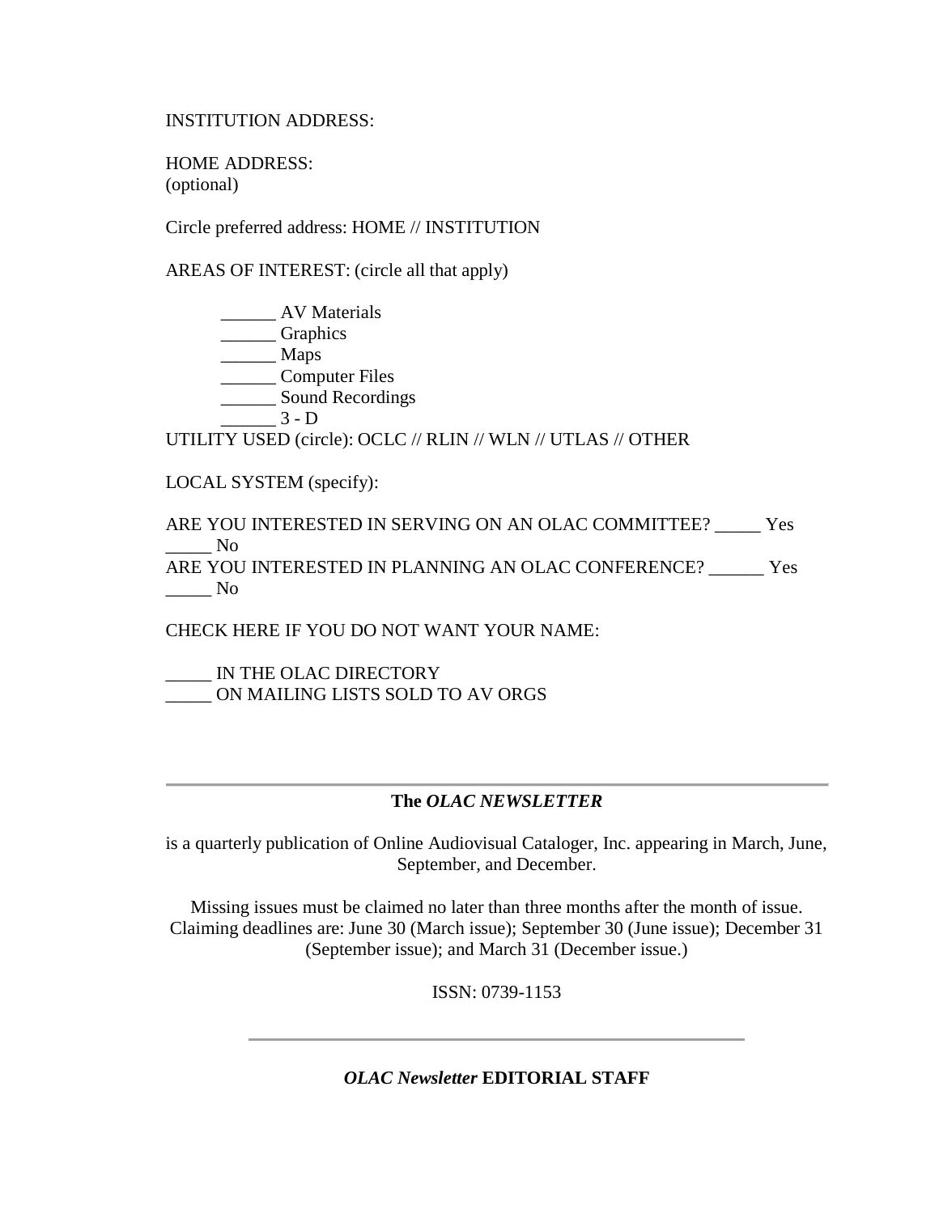INSTITUTION ADDRESS:

HOME ADDRESS:
(optional)

Circle preferred address: HOME // INSTITUTION

AREAS OF INTEREST: (circle all that apply)

______ AV Materials
______ Graphics
______ Maps
______ Computer Files
______ Sound Recordings
______ 3 - D

UTILITY USED (circle): OCLC // RLIN // WLN // UTLAS // OTHER

LOCAL SYSTEM (specify):

ARE YOU INTERESTED IN SERVING ON AN OLAC COMMITTEE? _____ Yes _____ No
ARE YOU INTERESTED IN PLANNING AN OLAC CONFERENCE? ______ Yes _____ No

CHECK HERE IF YOU DO NOT WANT YOUR NAME:

_____ IN THE OLAC DIRECTORY
_____ ON MAILING LISTS SOLD TO AV ORGS

---

**The *OLAC NEWSLETTER***

is a quarterly publication of Online Audiovisual Catalogers, Inc. appearing in March, June, September, and December.

Missing issues must be claimed no later than three months after the month of issue. Claiming deadlines are: June 30 (March issue); September 30 (June issue); December 31 (September issue); and March 31 (December issue.)

ISSN: 0739-1153

---

***OLAC Newsletter* EDITORIAL STAFF**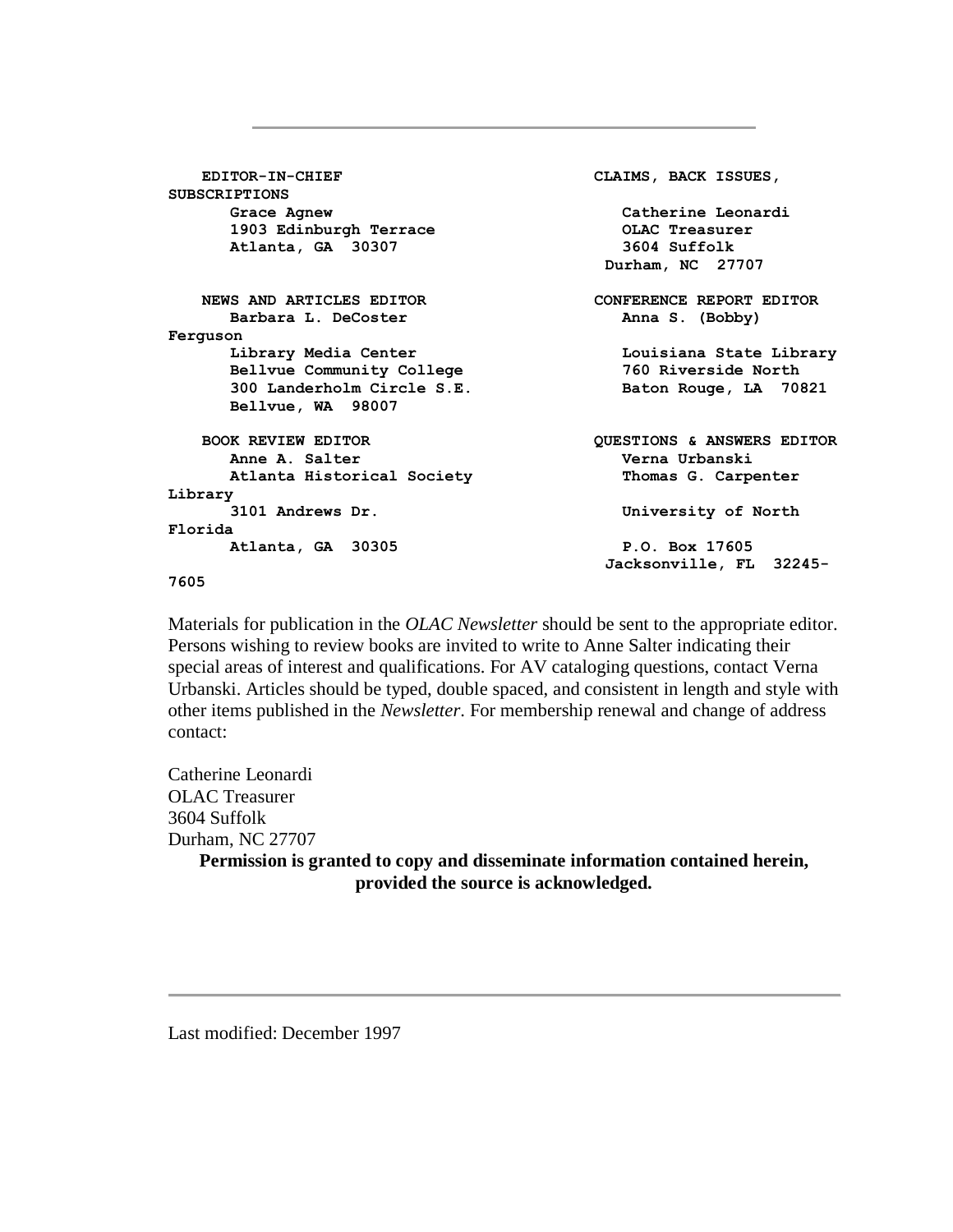**EDITOR-IN-CHIEF**
Grace Agnew
1903 Edinburgh Terrace
Atlanta, GA 30307

**CLAIMS, BACK ISSUES, SUBSCRIPTIONS**
Catherine Leonardi
OLAC Treasurer
3604 Suffolk
Durham, NC 27707

**NEWS AND ARTICLES EDITOR**
Barbara L. DeCoster
Library Media Center
Bellvue Community College
300 Landerholm Circle S.E.
Bellvue, WA 98007

**CONFERENCE REPORT EDITOR**
Anna S. (Bobby) Ferguson
Louisiana State Library
760 Riverside North
Baton Rouge, LA 70821

**BOOK REVIEW EDITOR**
Anne A. Salter
Atlanta Historical Society Library
3101 Andrews Dr.
Atlanta, GA 30305

**QUESTIONS & ANSWERS EDITOR**
Verna Urbanski
Thomas G. Carpenter
University of North Florida
P.O. Box 17605
Jacksonville, FL 32245-7605

Materials for publication in the *OLAC Newsletter* should be sent to the appropriate editor. Persons wishing to review books are invited to write to Anne Salter indicating their special areas of interest and qualifications. For AV cataloging questions, contact Verna Urbanski. Articles should be typed, double spaced, and consistent in length and style with other items published in the *Newsletter*. For membership renewal and change of address contact:

Catherine Leonardi
OLAC Treasurer
3604 Suffolk
Durham, NC 27707

**Permission is granted to copy and disseminate information contained herein, provided the source is acknowledged.**

---

Last modified: December 1997